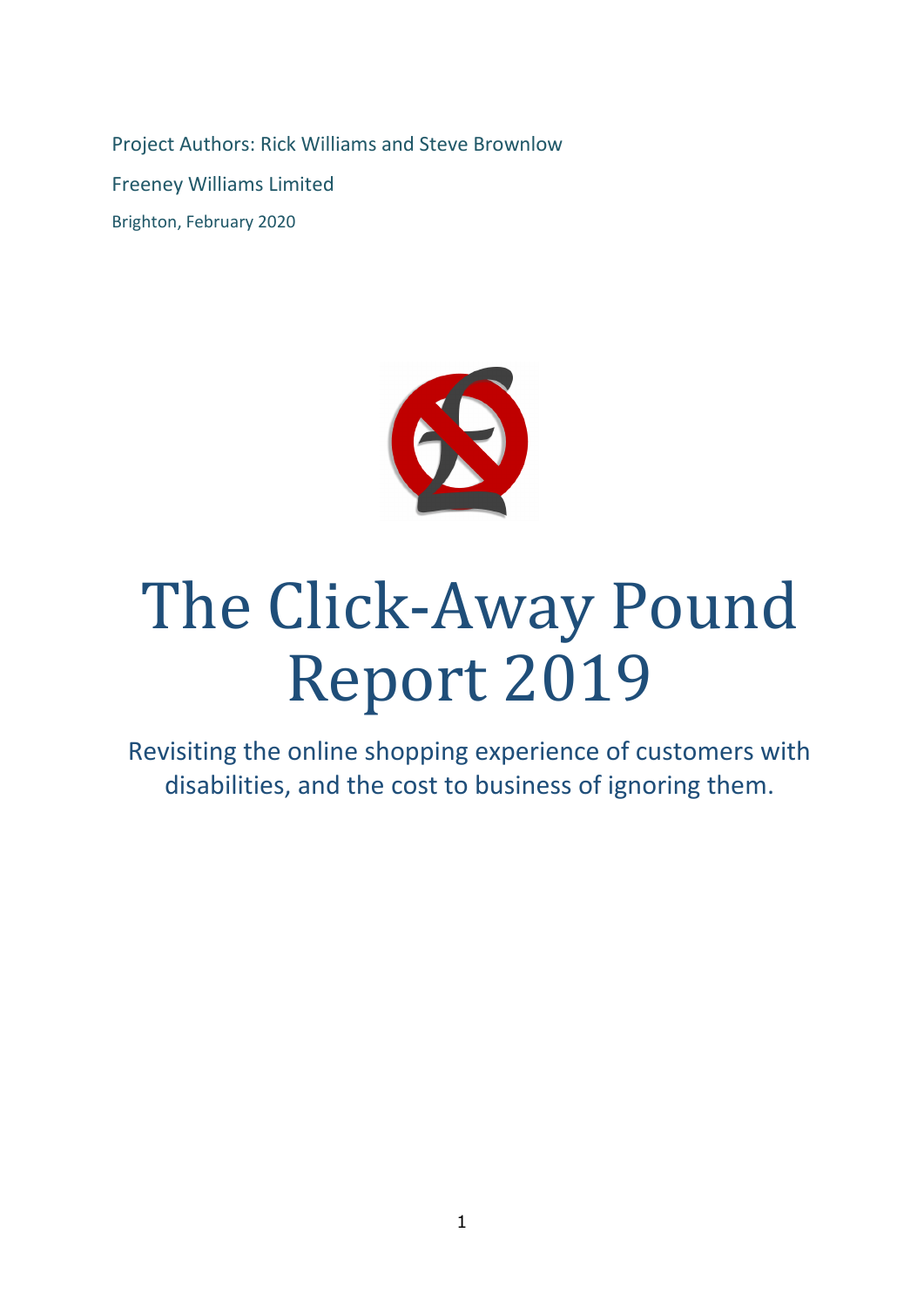Project Authors: Rick Williams and Steve Brownlow

Freeney Williams Limited

Brighton, February 2020

# The Click-Away Pound Report 2019

Revisiting the online shopping experience of customers with disabilities, and the cost to business of ignoring them.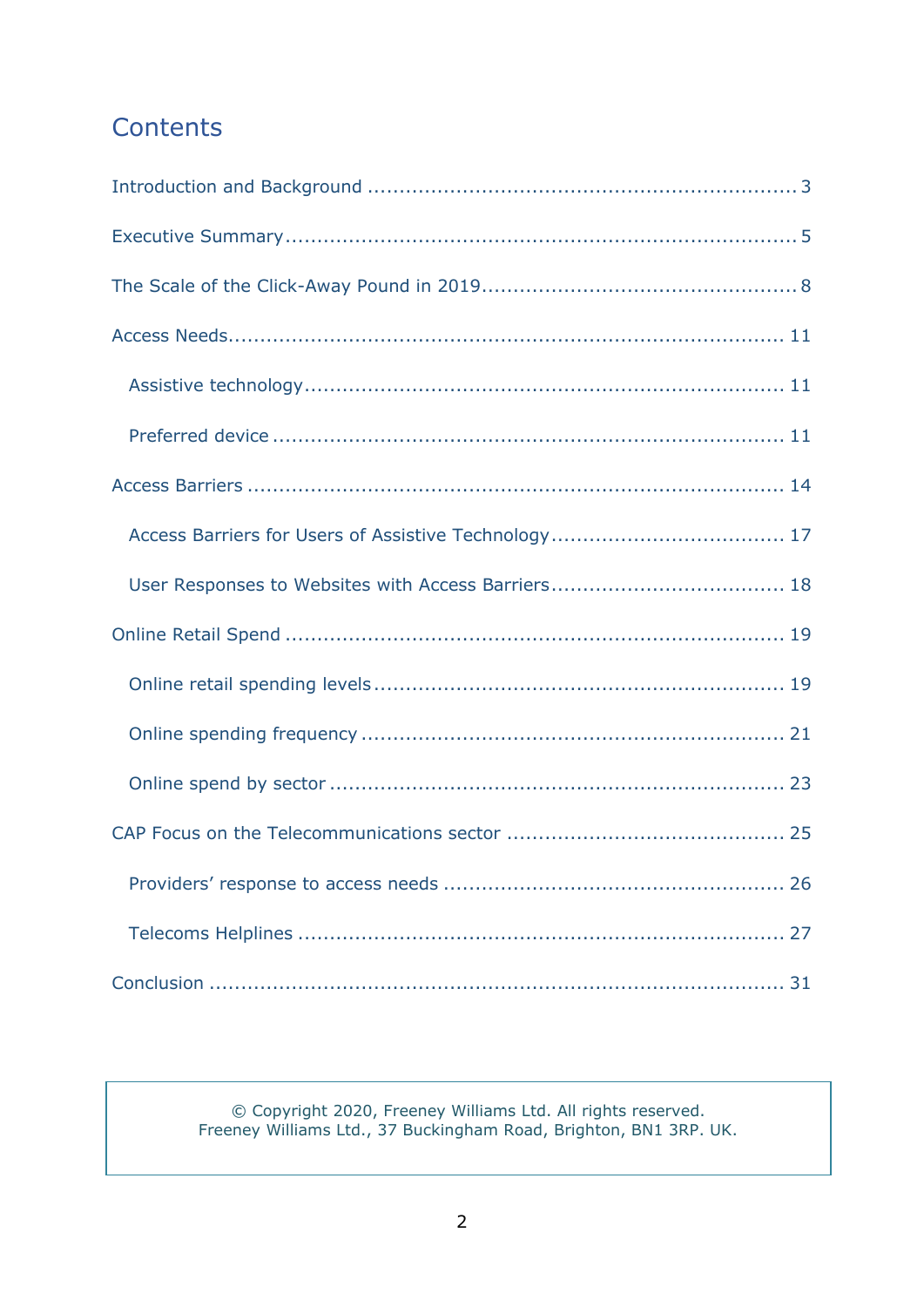# Contents

Introduction and Background .................................................................... 3

Executive Summary .................................................................................. 5

The Scale of the Click-Away Pound in 2019 .................................................. 8

Access Needs ......................................................................................... 11

- Assistive technology ............................................................................ 11
- Preferred device .................................................................................. 11

Access Barriers ...................................................................................... 14

- Access Barriers for Users of Assistive Technology ...................................... 17
- User Responses to Websites with Access Barriers ....................................... 18

Online Retail Spend ................................................................................ 19

- Online retail spending levels ................................................................. 19
- Online spending frequency .................................................................... 21
- Online spend by sector ......................................................................... 23

CAP Focus on the Telecommunications sector ............................................ 25

- Providers' response to access needs ....................................................... 26
- Telecoms Helplines .............................................................................. 27

Conclusion ............................................................................................ 31

© Copyright 2020, Freeney Williams Ltd. All rights reserved.
Freeney Williams Ltd., 37 Buckingham Road, Brighton, BN1 3RP. UK.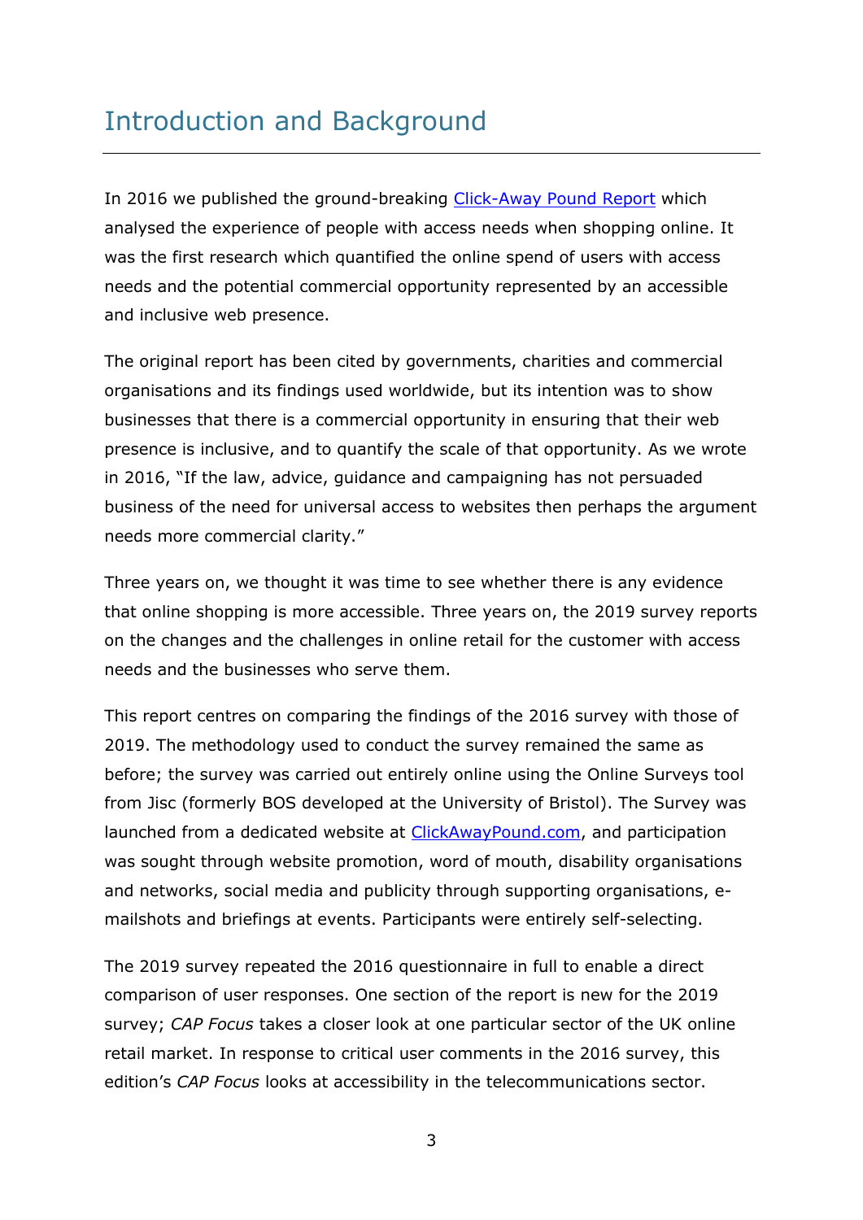# Introduction and Background

In 2016 we published the ground-breaking [Click-Away Pound Report](#) which analysed the experience of people with access needs when shopping online. It was the first research which quantified the online spend of users with access needs and the potential commercial opportunity represented by an accessible and inclusive web presence.

The original report has been cited by governments, charities and commercial organisations and its findings used worldwide, but its intention was to show businesses that there is a commercial opportunity in ensuring that their web presence is inclusive, and to quantify the scale of that opportunity. As we wrote in 2016, "If the law, advice, guidance and campaigning has not persuaded business of the need for universal access to websites then perhaps the argument needs more commercial clarity."

Three years on, we thought it was time to see whether there is any evidence that online shopping is more accessible. Three years on, the 2019 survey reports on the changes and the challenges in online retail for the customer with access needs and the businesses who serve them.

This report centres on comparing the findings of the 2016 survey with those of 2019. The methodology used to conduct the survey remained the same as before; the survey was carried out entirely online using the Online Surveys tool from Jisc (formerly BOS developed at the University of Bristol). The Survey was launched from a dedicated website at [ClickAwayPound.com](#), and participation was sought through website promotion, word of mouth, disability organisations and networks, social media and publicity through supporting organisations, e-mailshots and briefings at events. Participants were entirely self-selecting.

The 2019 survey repeated the 2016 questionnaire in full to enable a direct comparison of user responses. One section of the report is new for the 2019 survey; *CAP Focus* takes a closer look at one particular sector of the UK online retail market. In response to critical user comments in the 2016 survey, this edition's *CAP Focus* looks at accessibility in the telecommunications sector.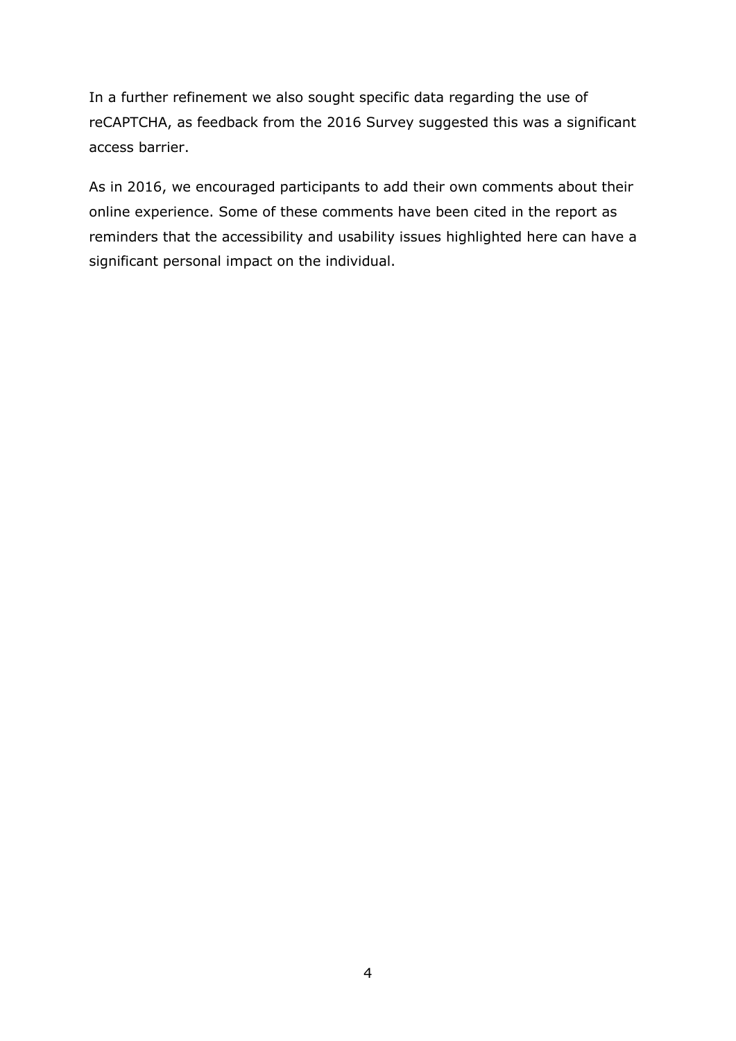In a further refinement we also sought specific data regarding the use of reCAPTCHA, as feedback from the 2016 Survey suggested this was a significant access barrier.

As in 2016, we encouraged participants to add their own comments about their online experience. Some of these comments have been cited in the report as reminders that the accessibility and usability issues highlighted here can have a significant personal impact on the individual.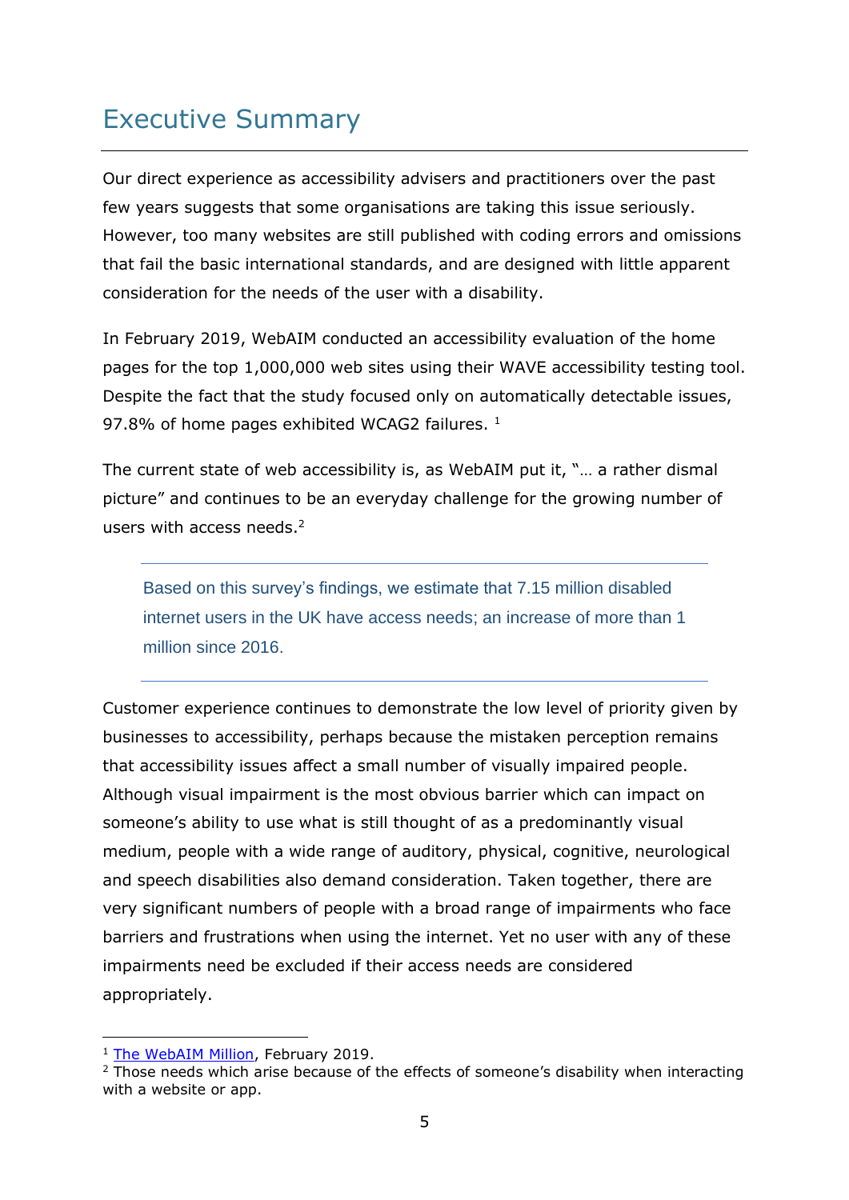# Executive Summary

Our direct experience as accessibility advisers and practitioners over the past few years suggests that some organisations are taking this issue seriously. However, too many websites are still published with coding errors and omissions that fail the basic international standards, and are designed with little apparent consideration for the needs of the user with a disability.

In February 2019, WebAIM conducted an accessibility evaluation of the home pages for the top 1,000,000 web sites using their WAVE accessibility testing tool. Despite the fact that the study focused only on automatically detectable issues, 97.8% of home pages exhibited WCAG2 failures. [1]

The current state of web accessibility is, as WebAIM put it, "… a rather dismal picture" and continues to be an everyday challenge for the growing number of users with access needs.[2]

> Based on this survey's findings, we estimate that 7.15 million disabled internet users in the UK have access needs; an increase of more than 1 million since 2016.

Customer experience continues to demonstrate the low level of priority given by businesses to accessibility, perhaps because the mistaken perception remains that accessibility issues affect a small number of visually impaired people. Although visual impairment is the most obvious barrier which can impact on someone's ability to use what is still thought of as a predominantly visual medium, people with a wide range of auditory, physical, cognitive, neurological and speech disabilities also demand consideration. Taken together, there are very significant numbers of people with a broad range of impairments who face barriers and frustrations when using the internet. Yet no user with any of these impairments need be excluded if their access needs are considered appropriately.

---

[1] The WebAIM Million, February 2019.

[2] Those needs which arise because of the effects of someone's disability when interacting with a website or app.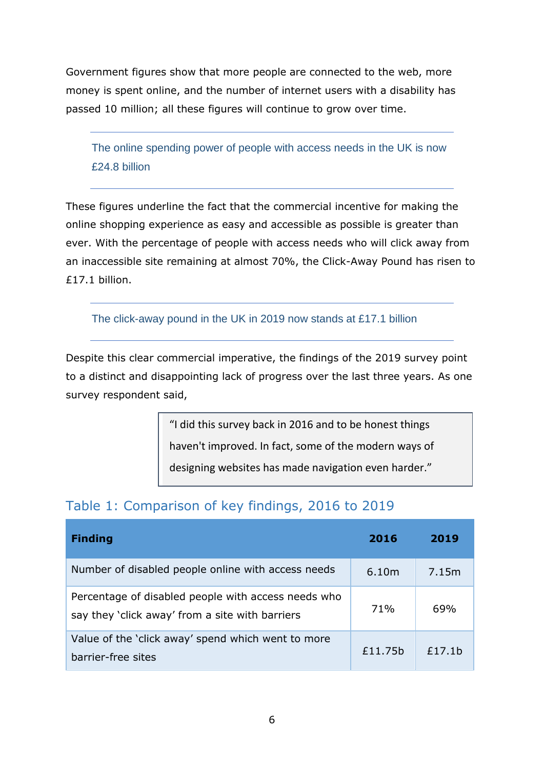Government figures show that more people are connected to the web, more money is spent online, and the number of internet users with a disability has passed 10 million; all these figures will continue to grow over time.

> The online spending power of people with access needs in the UK is now £24.8 billion

These figures underline the fact that the commercial incentive for making the online shopping experience as easy and accessible as possible is greater than ever. With the percentage of people with access needs who will click away from an inaccessible site remaining at almost 70%, the Click-Away Pound has risen to £17.1 billion.

> The click-away pound in the UK in 2019 now stands at £17.1 billion

Despite this clear commercial imperative, the findings of the 2019 survey point to a distinct and disappointing lack of progress over the last three years. As one survey respondent said,

> "I did this survey back in 2016 and to be honest things haven't improved. In fact, some of the modern ways of designing websites has made navigation even harder."

## Table 1: Comparison of key findings, 2016 to 2019

| Finding | 2016 | 2019 |
|---|---|---|
| Number of disabled people online with access needs | 6.10m | 7.15m |
| Percentage of disabled people with access needs who say they 'click away' from a site with barriers | 71% | 69% |
| Value of the 'click away' spend which went to more barrier-free sites | £11.75b | £17.1b |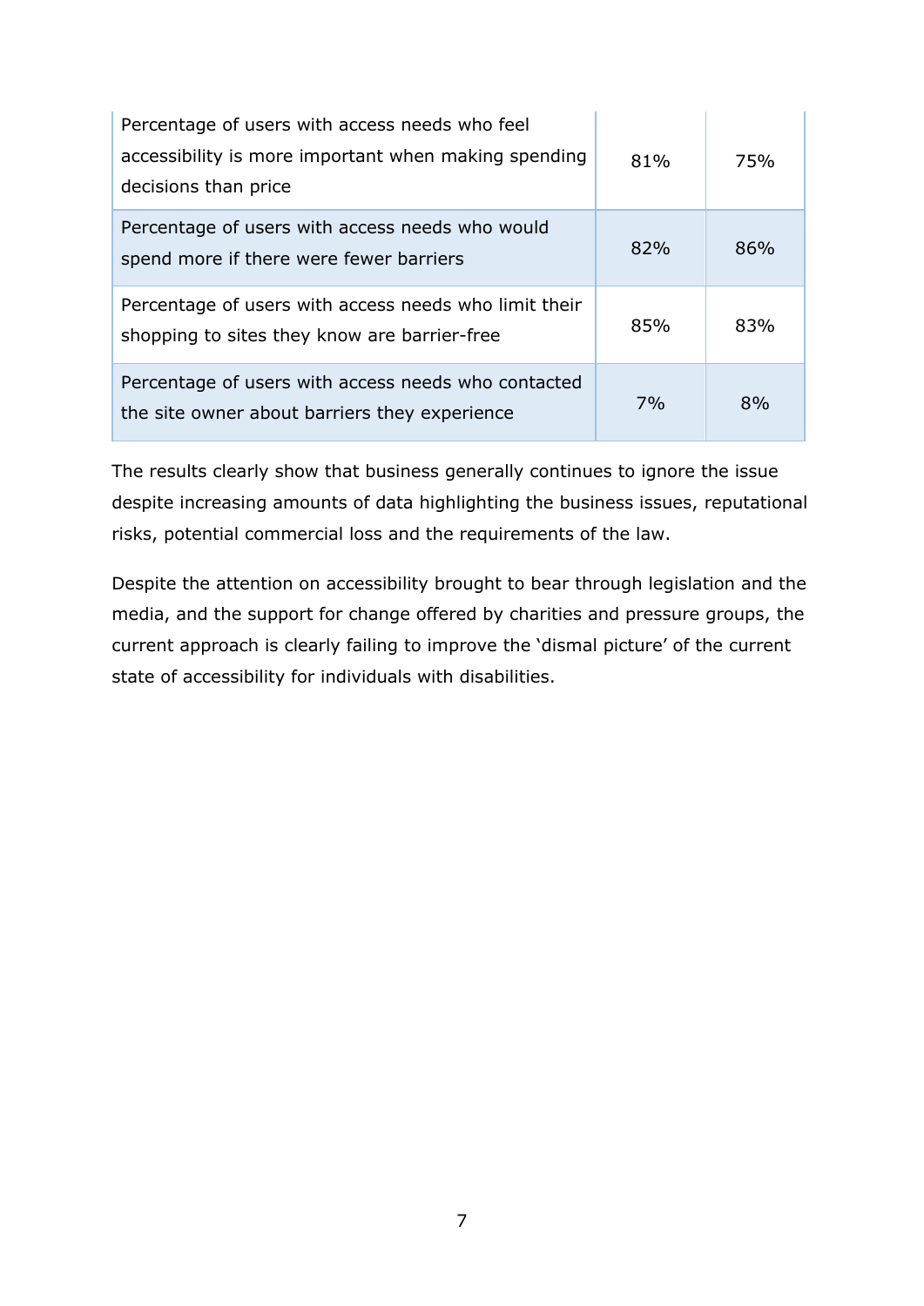| | | |
|---|---|---|
| Percentage of users with access needs who feel accessibility is more important when making spending decisions than price | 81% | 75% |
| Percentage of users with access needs who would spend more if there were fewer barriers | 82% | 86% |
| Percentage of users with access needs who limit their shopping to sites they know are barrier-free | 85% | 83% |
| Percentage of users with access needs who contacted the site owner about barriers they experience | 7% | 8% |

The results clearly show that business generally continues to ignore the issue despite increasing amounts of data highlighting the business issues, reputational risks, potential commercial loss and the requirements of the law.

Despite the attention on accessibility brought to bear through legislation and the media, and the support for change offered by charities and pressure groups, the current approach is clearly failing to improve the 'dismal picture' of the current state of accessibility for individuals with disabilities.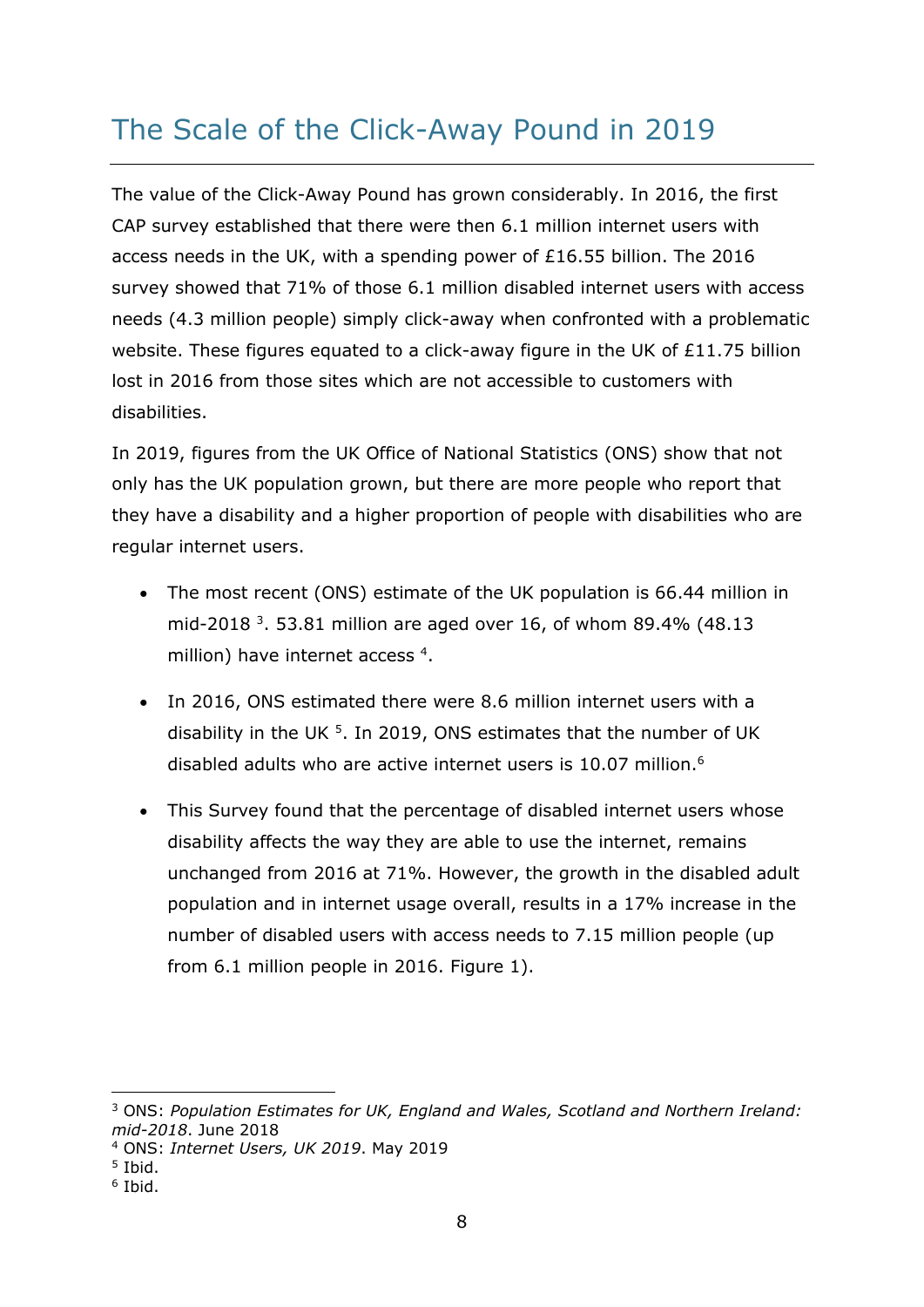## The Scale of the Click-Away Pound in 2019

The value of the Click-Away Pound has grown considerably. In 2016, the first CAP survey established that there were then 6.1 million internet users with access needs in the UK, with a spending power of £16.55 billion. The 2016 survey showed that 71% of those 6.1 million disabled internet users with access needs (4.3 million people) simply click-away when confronted with a problematic website. These figures equated to a click-away figure in the UK of £11.75 billion lost in 2016 from those sites which are not accessible to customers with disabilities.

In 2019, figures from the UK Office of National Statistics (ONS) show that not only has the UK population grown, but there are more people who report that they have a disability and a higher proportion of people with disabilities who are regular internet users.

- The most recent (ONS) estimate of the UK population is 66.44 million in mid-2018 [3]. 53.81 million are aged over 16, of whom 89.4% (48.13 million) have internet access [4].
- In 2016, ONS estimated there were 8.6 million internet users with a disability in the UK [5]. In 2019, ONS estimates that the number of UK disabled adults who are active internet users is 10.07 million.[6]
- This Survey found that the percentage of disabled internet users whose disability affects the way they are able to use the internet, remains unchanged from 2016 at 71%. However, the growth in the disabled adult population and in internet usage overall, results in a 17% increase in the number of disabled users with access needs to 7.15 million people (up from 6.1 million people in 2016. Figure 1).

---

[3] ONS: *Population Estimates for UK, England and Wales, Scotland and Northern Ireland: mid-2018*. June 2018

[4] ONS: *Internet Users, UK 2019*. May 2019

[5] Ibid.

[6] Ibid.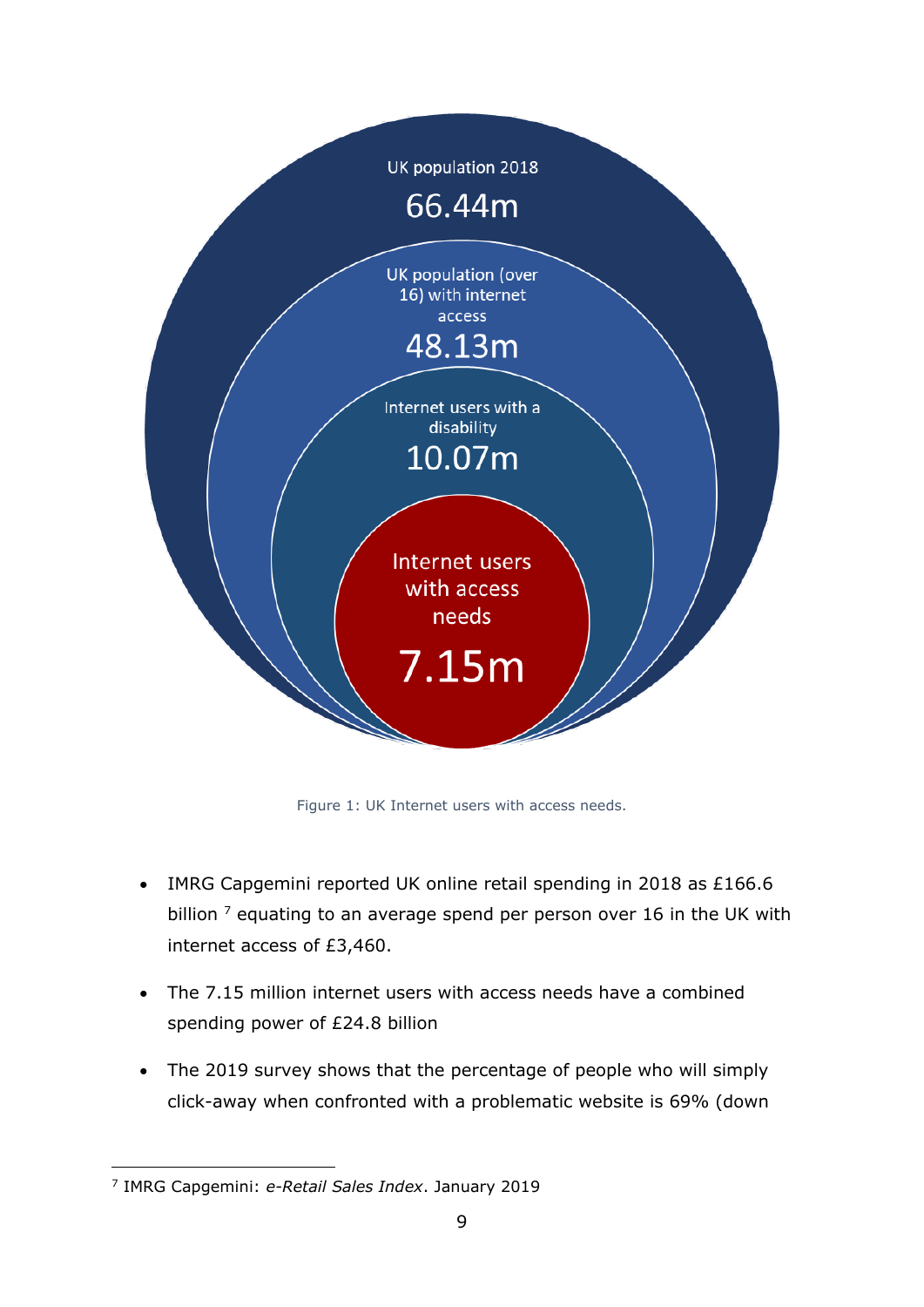UK population 2018

66.44m

UK population (over 16) with internet access

48.13m

Internet users with a disability

10.07m

Internet users with access needs

7.15m

Figure 1: UK Internet users with access needs.

- IMRG Capgemini reported UK online retail spending in 2018 as £166.6 billion [7] equating to an average spend per person over 16 in the UK with internet access of £3,460.
- The 7.15 million internet users with access needs have a combined spending power of £24.8 billion
- The 2019 survey shows that the percentage of people who will simply click-away when confronted with a problematic website is 69% (down

---

[7] IMRG Capgemini: *e-Retail Sales Index*. January 2019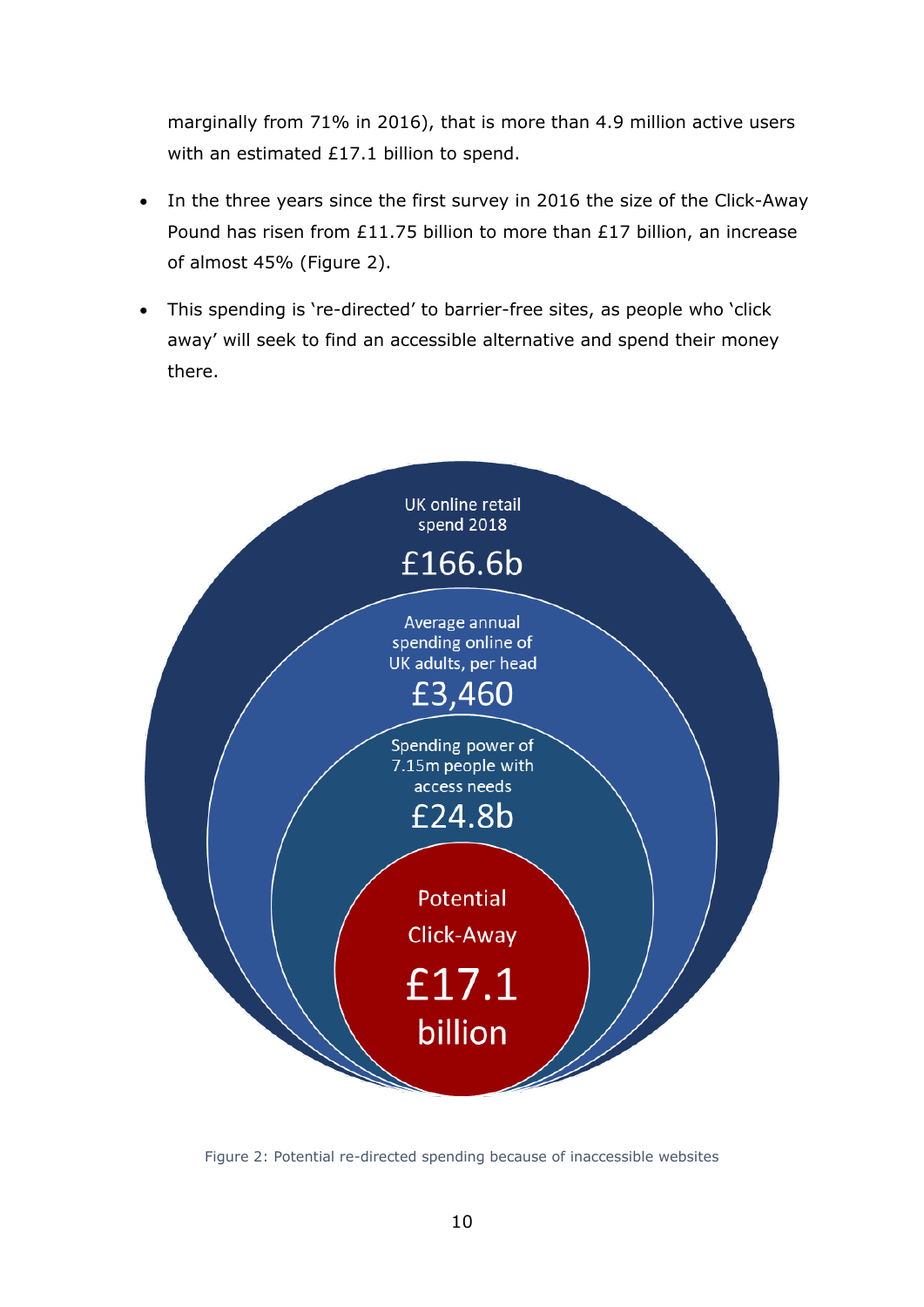marginally from 71% in 2016), that is more than 4.9 million active users with an estimated £17.1 billion to spend.

- In the three years since the first survey in 2016 the size of the Click-Away Pound has risen from £11.75 billion to more than £17 billion, an increase of almost 45% (Figure 2).
- This spending is 're-directed' to barrier-free sites, as people who 'click away' will seek to find an accessible alternative and spend their money there.

UK online retail spend 2018

£166.6b

Average annual spending online of UK adults, per head

£3,460

Spending power of 7.15m people with access needs

£24.8b

Potential Click-Away

£17.1 billion

Figure 2: Potential re-directed spending because of inaccessible websites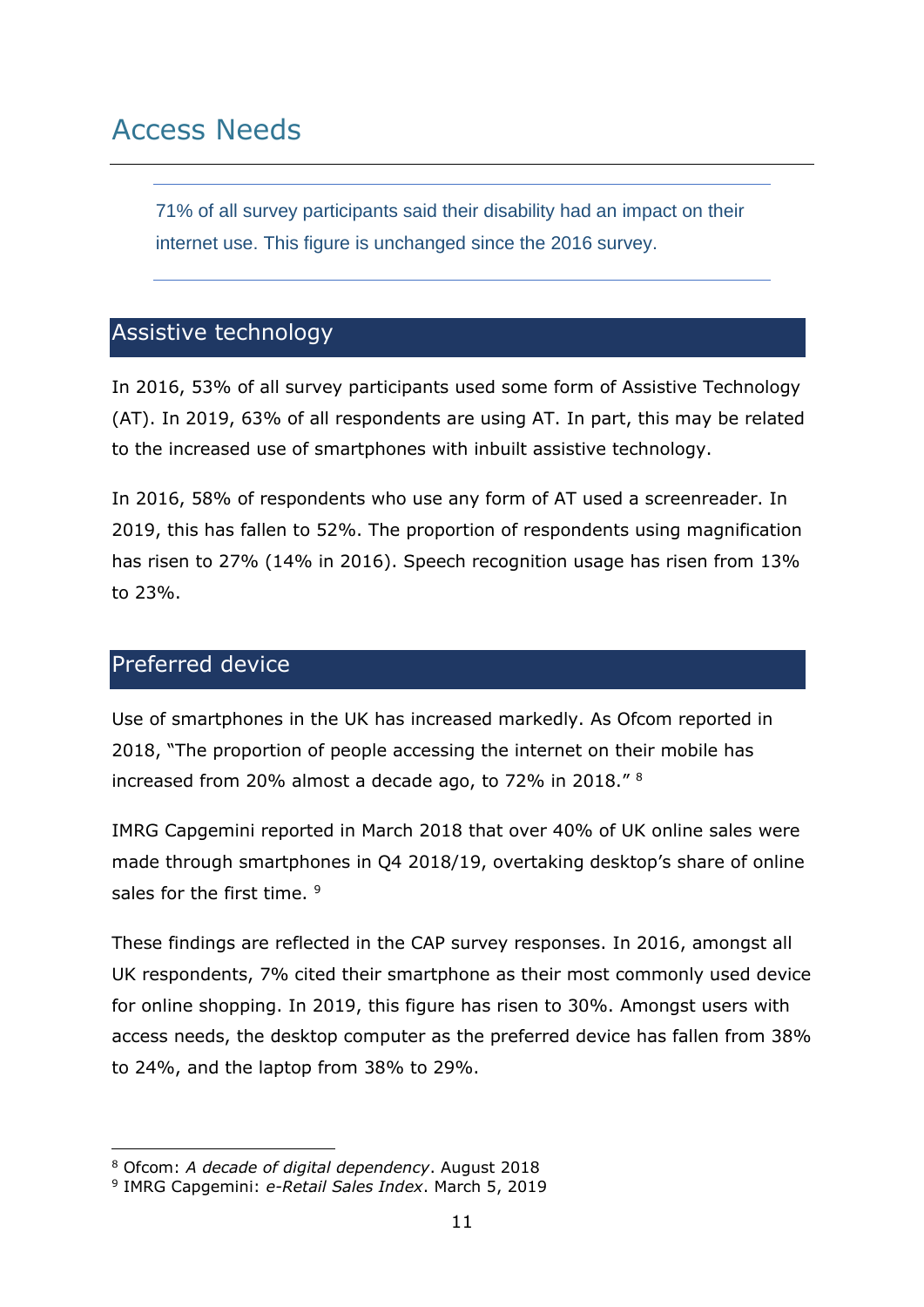# Access Needs

> 71% of all survey participants said their disability had an impact on their internet use. This figure is unchanged since the 2016 survey.

## Assistive technology

In 2016, 53% of all survey participants used some form of Assistive Technology (AT). In 2019, 63% of all respondents are using AT. In part, this may be related to the increased use of smartphones with inbuilt assistive technology.

In 2016, 58% of respondents who use any form of AT used a screenreader. In 2019, this has fallen to 52%. The proportion of respondents using magnification has risen to 27% (14% in 2016). Speech recognition usage has risen from 13% to 23%.

## Preferred device

Use of smartphones in the UK has increased markedly. As Ofcom reported in 2018, "The proportion of people accessing the internet on their mobile has increased from 20% almost a decade ago, to 72% in 2018." [8]

IMRG Capgemini reported in March 2018 that over 40% of UK online sales were made through smartphones in Q4 2018/19, overtaking desktop's share of online sales for the first time. [9]

These findings are reflected in the CAP survey responses. In 2016, amongst all UK respondents, 7% cited their smartphone as their most commonly used device for online shopping. In 2019, this figure has risen to 30%. Amongst users with access needs, the desktop computer as the preferred device has fallen from 38% to 24%, and the laptop from 38% to 29%.

---

[8] Ofcom: *A decade of digital dependency*. August 2018

[9] IMRG Capgemini: *e-Retail Sales Index*. March 5, 2019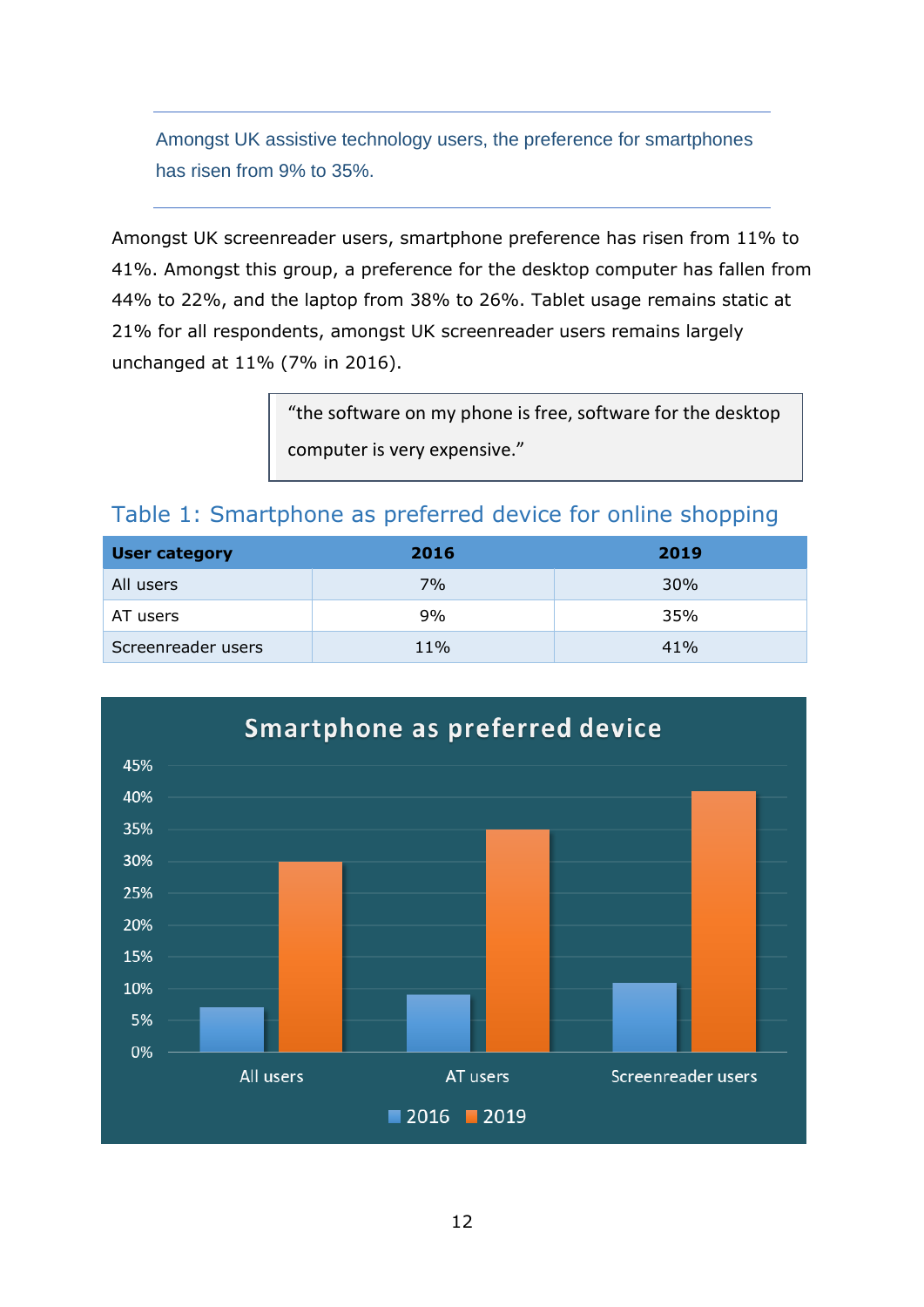> Amongst UK assistive technology users, the preference for smartphones has risen from 9% to 35%.

Amongst UK screenreader users, smartphone preference has risen from 11% to 41%. Amongst this group, a preference for the desktop computer has fallen from 44% to 22%, and the laptop from 38% to 26%. Tablet usage remains static at 21% for all respondents, amongst UK screenreader users remains largely unchanged at 11% (7% in 2016).

> "the software on my phone is free, software for the desktop computer is very expensive."

## Table 1: Smartphone as preferred device for online shopping

| User category | 2016 | 2019 |
|---|---|---|
| All users | 7% | 30% |
| AT users | 9% | 35% |
| Screenreader users | 11% | 41% |

**Smartphone as preferred device**

| | 2016 | 2019 |
|---|---|---|
| All users | 7% | 30% |
| AT users | 9% | 35% |
| Screenreader users | 11% | 41% |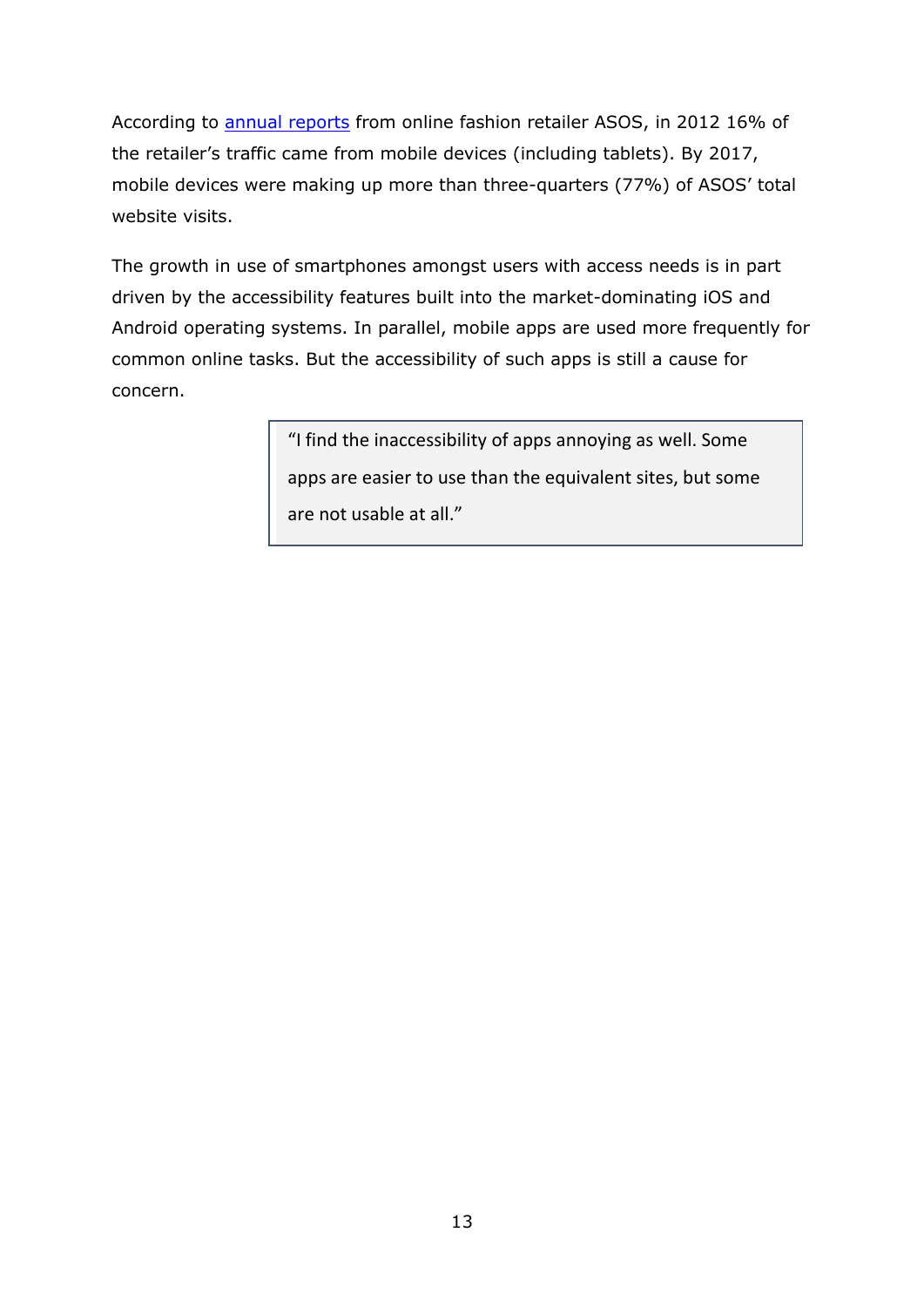According to annual reports from online fashion retailer ASOS, in 2012 16% of the retailer's traffic came from mobile devices (including tablets). By 2017, mobile devices were making up more than three-quarters (77%) of ASOS' total website visits.

The growth in use of smartphones amongst users with access needs is in part driven by the accessibility features built into the market-dominating iOS and Android operating systems. In parallel, mobile apps are used more frequently for common online tasks. But the accessibility of such apps is still a cause for concern.

> "I find the inaccessibility of apps annoying as well. Some apps are easier to use than the equivalent sites, but some are not usable at all."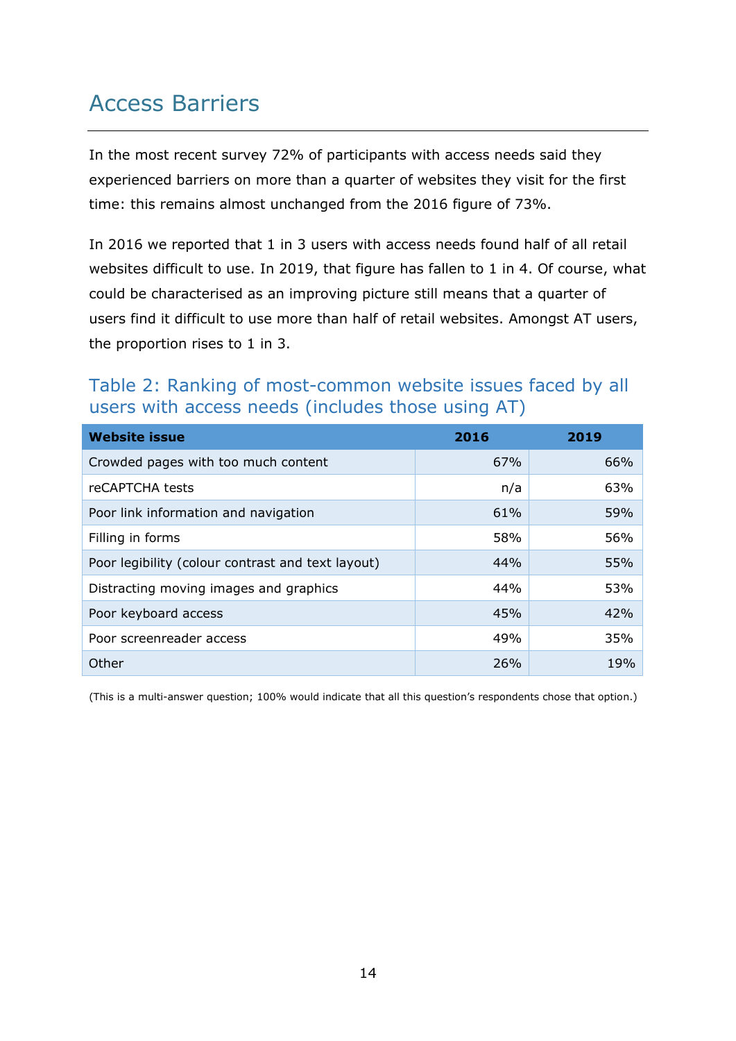## Access Barriers

In the most recent survey 72% of participants with access needs said they experienced barriers on more than a quarter of websites they visit for the first time: this remains almost unchanged from the 2016 figure of 73%.

In 2016 we reported that 1 in 3 users with access needs found half of all retail websites difficult to use. In 2019, that figure has fallen to 1 in 4. Of course, what could be characterised as an improving picture still means that a quarter of users find it difficult to use more than half of retail websites. Amongst AT users, the proportion rises to 1 in 3.

### Table 2: Ranking of most-common website issues faced by all users with access needs (includes those using AT)

| Website issue | 2016 | 2019 |
|---|---|---|
| Crowded pages with too much content | 67% | 66% |
| reCAPTCHA tests | n/a | 63% |
| Poor link information and navigation | 61% | 59% |
| Filling in forms | 58% | 56% |
| Poor legibility (colour contrast and text layout) | 44% | 55% |
| Distracting moving images and graphics | 44% | 53% |
| Poor keyboard access | 45% | 42% |
| Poor screenreader access | 49% | 35% |
| Other | 26% | 19% |

(This is a multi-answer question; 100% would indicate that all this question's respondents chose that option.)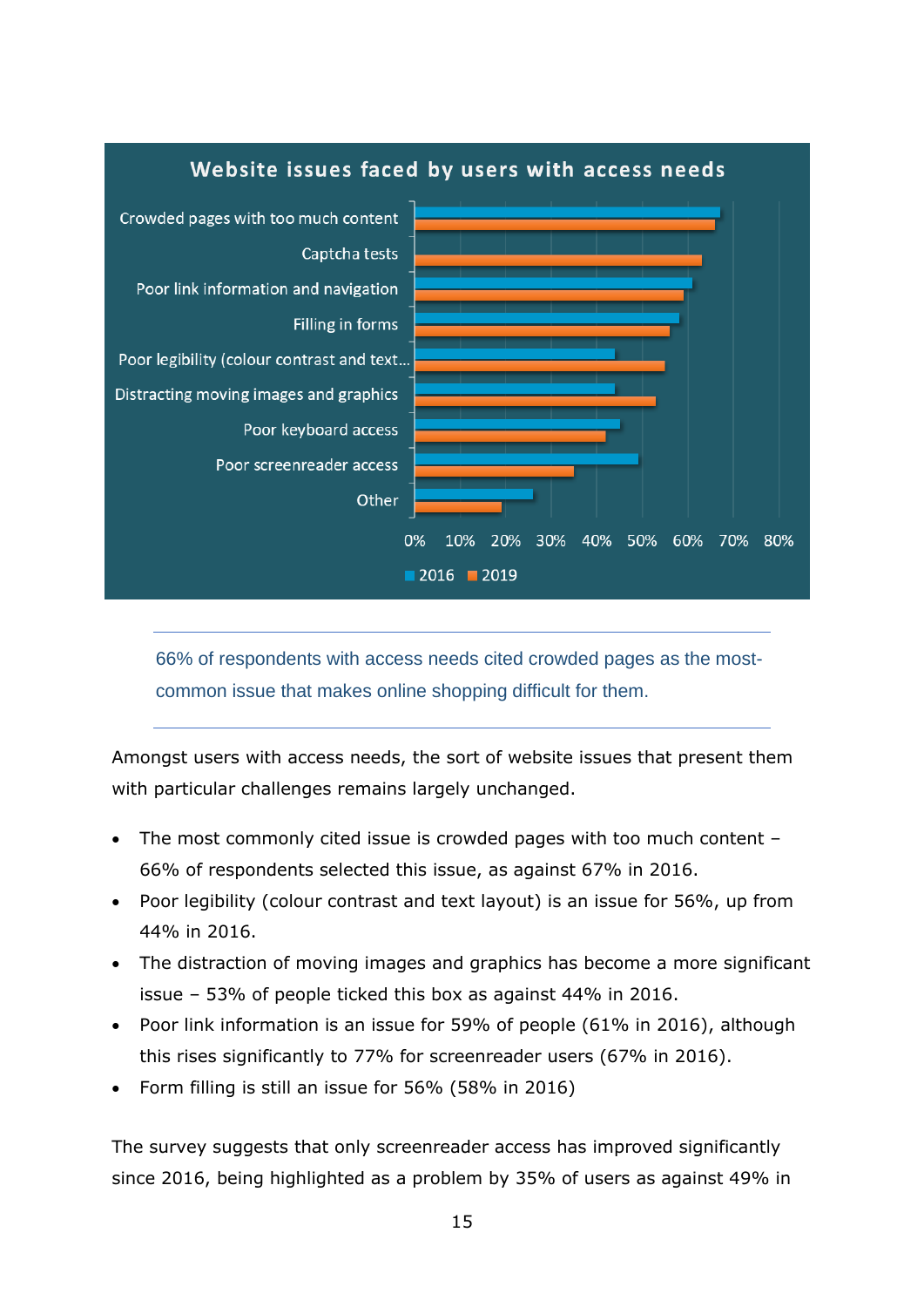**Website issues faced by users with access needs**

| Issue | 2016 | 2019 |
|---|---|---|
| Crowded pages with too much content | 67% | 66% |
| Captcha tests | | 63% |
| Poor link information and navigation | 61% | 59% |
| Filling in forms | 58% | 56% |
| Poor legibility (colour contrast and text... | 44% | 56% |
| Distracting moving images and graphics | 44% | 53% |
| Poor keyboard access | 45% | 42% |
| Poor screenreader access | 49% | 35% |
| Other | 26% | 19% |

66% of respondents with access needs cited crowded pages as the most-common issue that makes online shopping difficult for them.

Amongst users with access needs, the sort of website issues that present them with particular challenges remains largely unchanged.

- The most commonly cited issue is crowded pages with too much content – 66% of respondents selected this issue, as against 67% in 2016.
- Poor legibility (colour contrast and text layout) is an issue for 56%, up from 44% in 2016.
- The distraction of moving images and graphics has become a more significant issue – 53% of people ticked this box as against 44% in 2016.
- Poor link information is an issue for 59% of people (61% in 2016), although this rises significantly to 77% for screenreader users (67% in 2016).
- Form filling is still an issue for 56% (58% in 2016)

The survey suggests that only screenreader access has improved significantly since 2016, being highlighted as a problem by 35% of users as against 49% in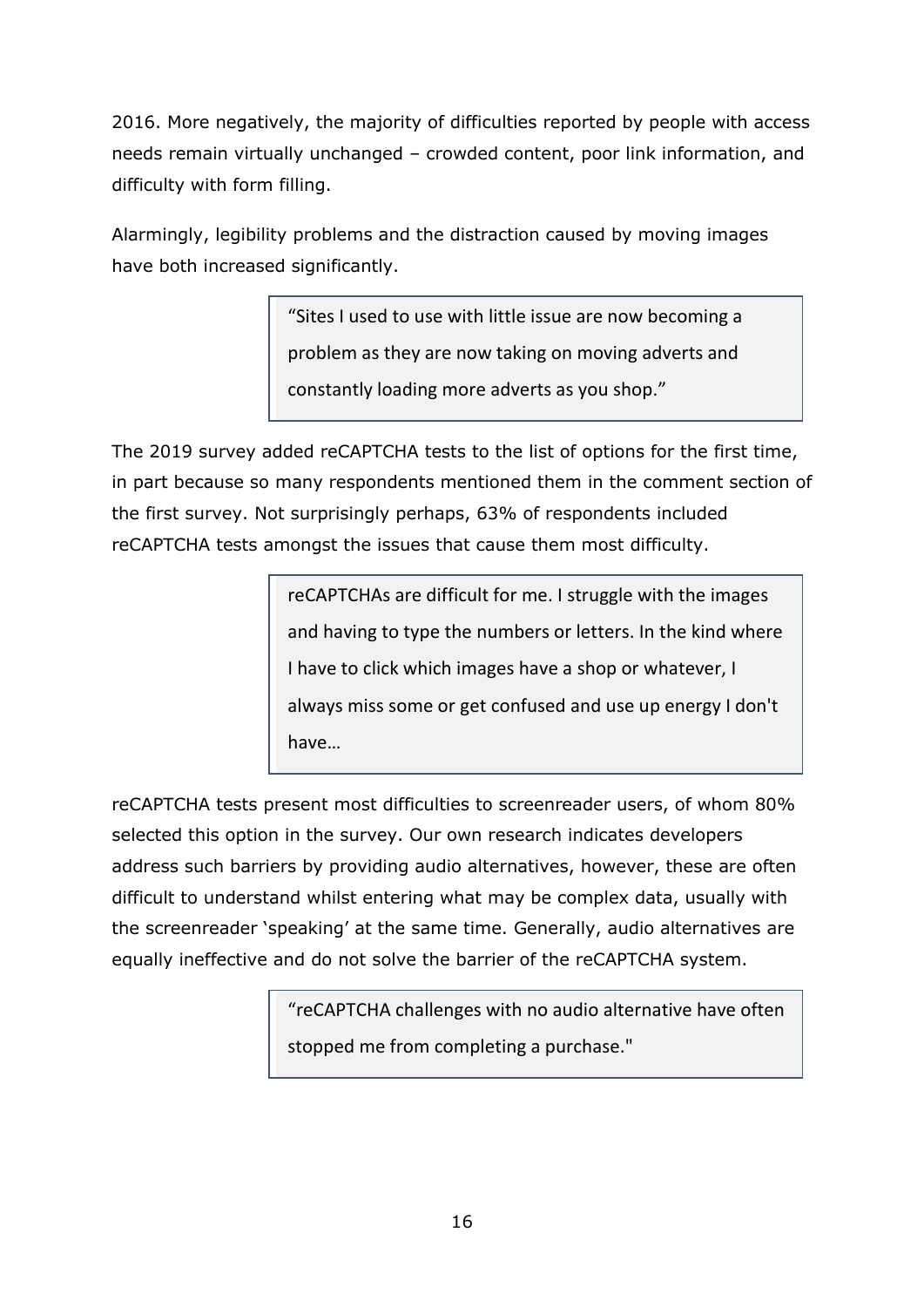2016. More negatively, the majority of difficulties reported by people with access needs remain virtually unchanged – crowded content, poor link information, and difficulty with form filling.

Alarmingly, legibility problems and the distraction caused by moving images have both increased significantly.

> “Sites I used to use with little issue are now becoming a problem as they are now taking on moving adverts and constantly loading more adverts as you shop.”

The 2019 survey added reCAPTCHA tests to the list of options for the first time, in part because so many respondents mentioned them in the comment section of the first survey. Not surprisingly perhaps, 63% of respondents included reCAPTCHA tests amongst the issues that cause them most difficulty.

> reCAPTCHAs are difficult for me. I struggle with the images and having to type the numbers or letters. In the kind where I have to click which images have a shop or whatever, I always miss some or get confused and use up energy I don't have…

reCAPTCHA tests present most difficulties to screenreader users, of whom 80% selected this option in the survey. Our own research indicates developers address such barriers by providing audio alternatives, however, these are often difficult to understand whilst entering what may be complex data, usually with the screenreader ‘speaking’ at the same time. Generally, audio alternatives are equally ineffective and do not solve the barrier of the reCAPTCHA system.

> “reCAPTCHA challenges with no audio alternative have often stopped me from completing a purchase."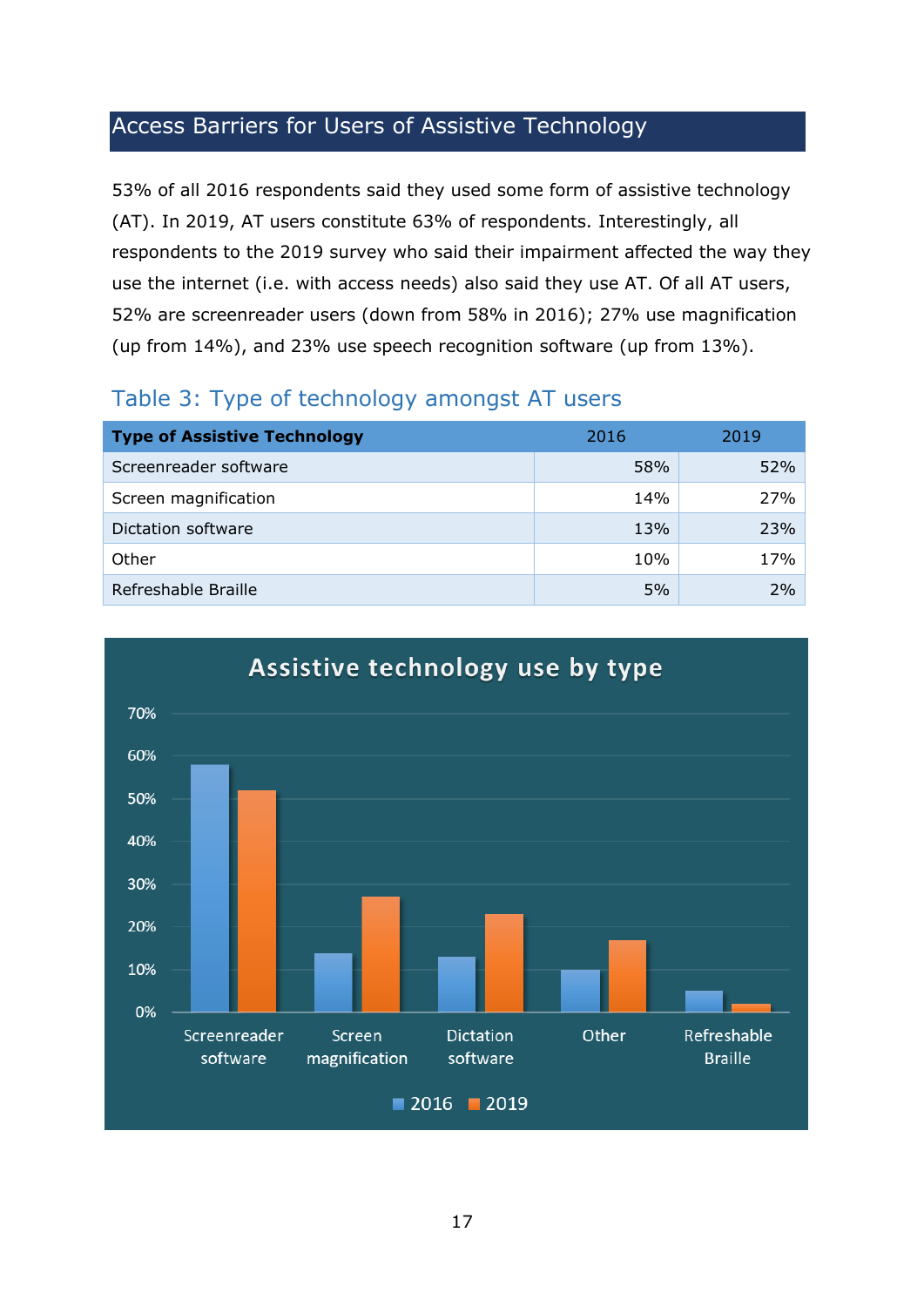## Access Barriers for Users of Assistive Technology

53% of all 2016 respondents said they used some form of assistive technology (AT). In 2019, AT users constitute 63% of respondents. Interestingly, all respondents to the 2019 survey who said their impairment affected the way they use the internet (i.e. with access needs) also said they use AT. Of all AT users, 52% are screenreader users (down from 58% in 2016); 27% use magnification (up from 14%), and 23% use speech recognition software (up from 13%).

### Table 3: Type of technology amongst AT users

| Type of Assistive Technology | 2016 | 2019 |
|---|---|---|
| Screenreader software | 58% | 52% |
| Screen magnification | 14% | 27% |
| Dictation software | 13% | 23% |
| Other | 10% | 17% |
| Refreshable Braille | 5% | 2% |

**Assistive technology use by type**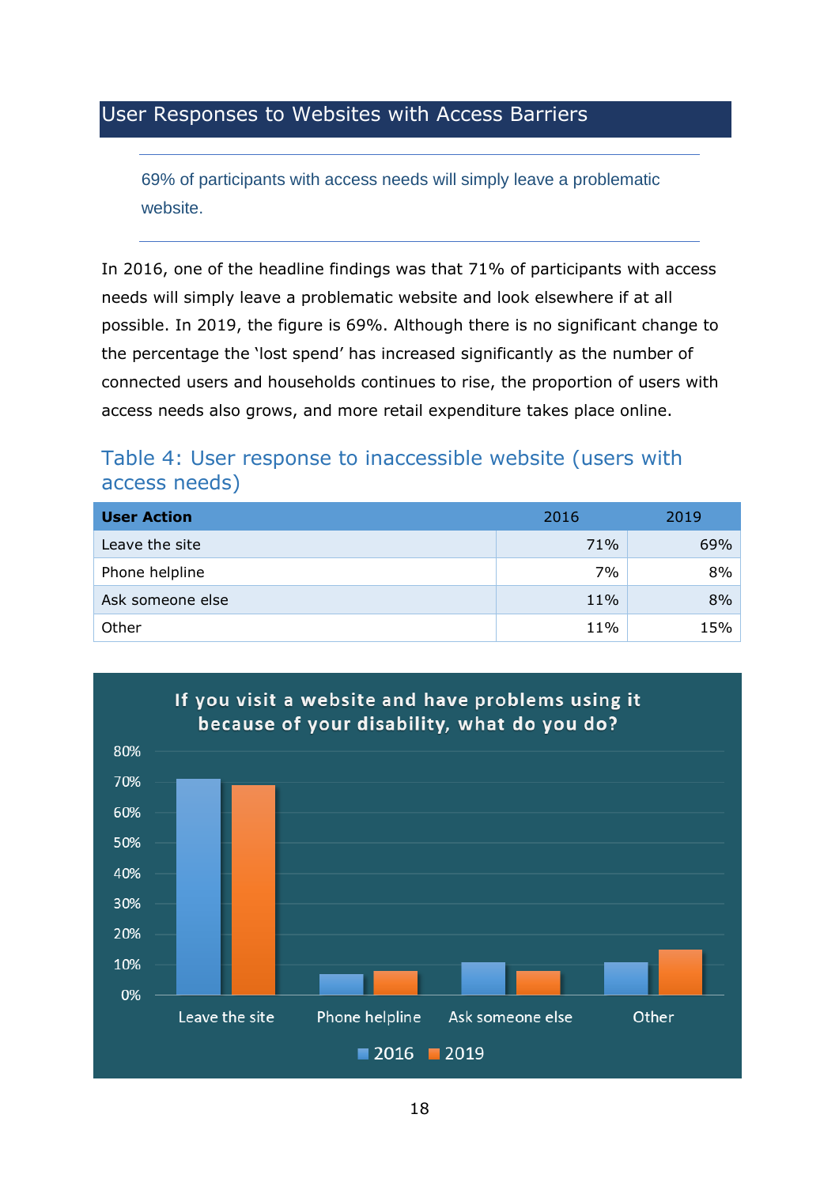## User Responses to Websites with Access Barriers

69% of participants with access needs will simply leave a problematic website.

In 2016, one of the headline findings was that 71% of participants with access needs will simply leave a problematic website and look elsewhere if at all possible. In 2019, the figure is 69%. Although there is no significant change to the percentage the 'lost spend' has increased significantly as the number of connected users and households continues to rise, the proportion of users with access needs also grows, and more retail expenditure takes place online.

### Table 4: User response to inaccessible website (users with access needs)

| User Action | 2016 | 2019 |
|---|---|---|
| Leave the site | 71% | 69% |
| Phone helpline | 7% | 8% |
| Ask someone else | 11% | 8% |
| Other | 11% | 15% |

**If you visit a website and have problems using it because of your disability, what do you do?**

| | 2016 | 2019 |
|---|---|---|
| Leave the site | 71% | 69% |
| Phone helpline | 7% | 8% |
| Ask someone else | 11% | 8% |
| Other | 11% | 15% |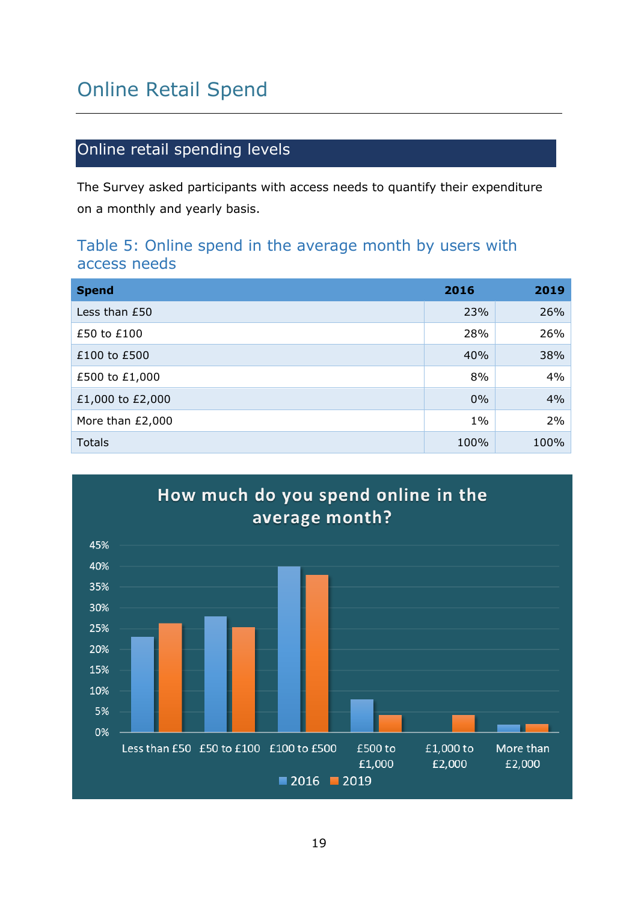# Online Retail Spend

## Online retail spending levels

The Survey asked participants with access needs to quantify their expenditure on a monthly and yearly basis.

### Table 5: Online spend in the average month by users with access needs

| Spend | 2016 | 2019 |
|---|---|---|
| Less than £50 | 23% | 26% |
| £50 to £100 | 28% | 26% |
| £100 to £500 | 40% | 38% |
| £500 to £1,000 | 8% | 4% |
| £1,000 to £2,000 | 0% | 4% |
| More than £2,000 | 1% | 2% |
| Totals | 100% | 100% |

**How much do you spend online in the average month?**

| Spend | 2016 | 2019 |
|---|---|---|
| Less than £50 | 23% | 26% |
| £50 to £100 | 28% | 25% |
| £100 to £500 | 40% | 38% |
| £500 to £1,000 | 8% | 4% |
| £1,000 to £2,000 | 0% | 4% |
| More than £2,000 | 2% | 2% |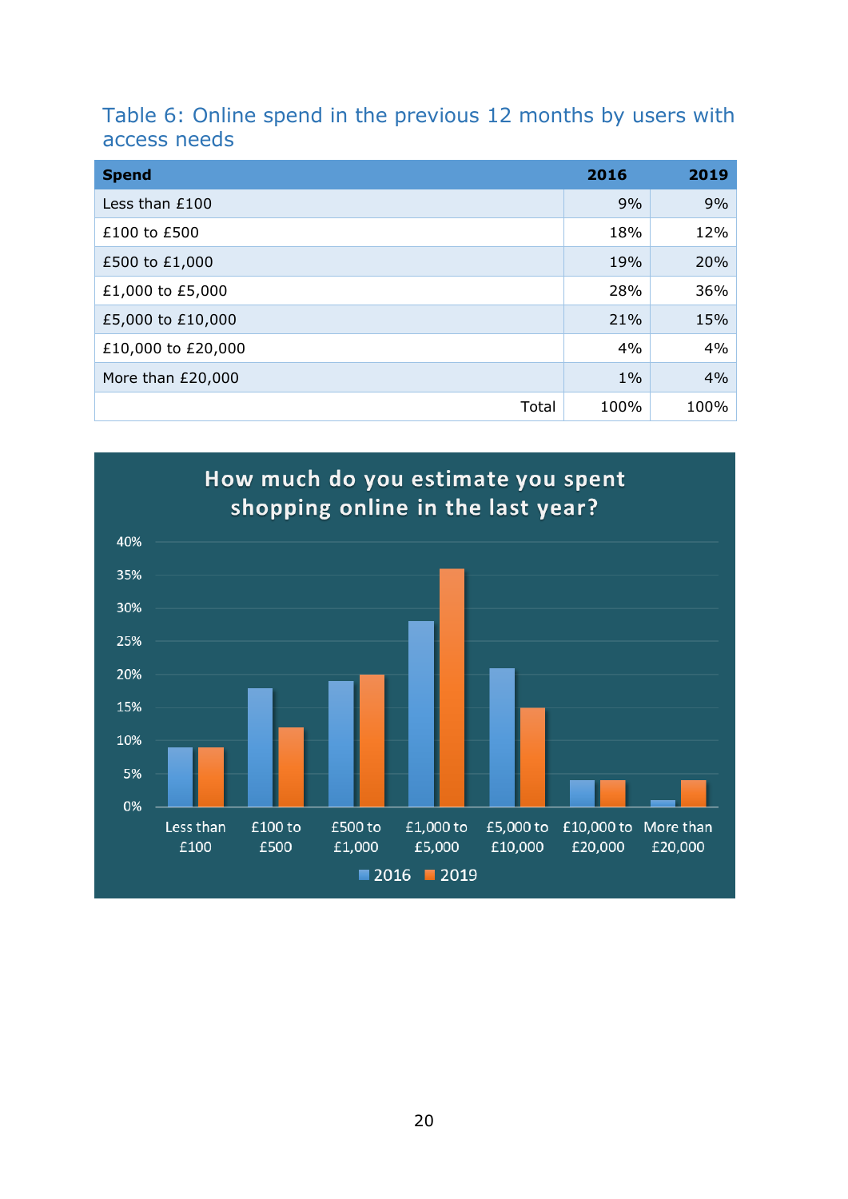Table 6: Online spend in the previous 12 months by users with access needs

| Spend | 2016 | 2019 |
|---|---|---|
| Less than £100 | 9% | 9% |
| £100 to £500 | 18% | 12% |
| £500 to £1,000 | 19% | 20% |
| £1,000 to £5,000 | 28% | 36% |
| £5,000 to £10,000 | 21% | 15% |
| £10,000 to £20,000 | 4% | 4% |
| More than £20,000 | 1% | 4% |
| Total | 100% | 100% |

How much do you estimate you spent shopping online in the last year?

| | 2016 | 2019 |
|---|---|---|
| Less than £100 | 9% | 9% |
| £100 to £500 | 18% | 12% |
| £500 to £1,000 | 19% | 20% |
| £1,000 to £5,000 | 28% | 36% |
| £5,000 to £10,000 | 21% | 15% |
| £10,000 to £20,000 | 4% | 4% |
| More than £20,000 | 1% | 4% |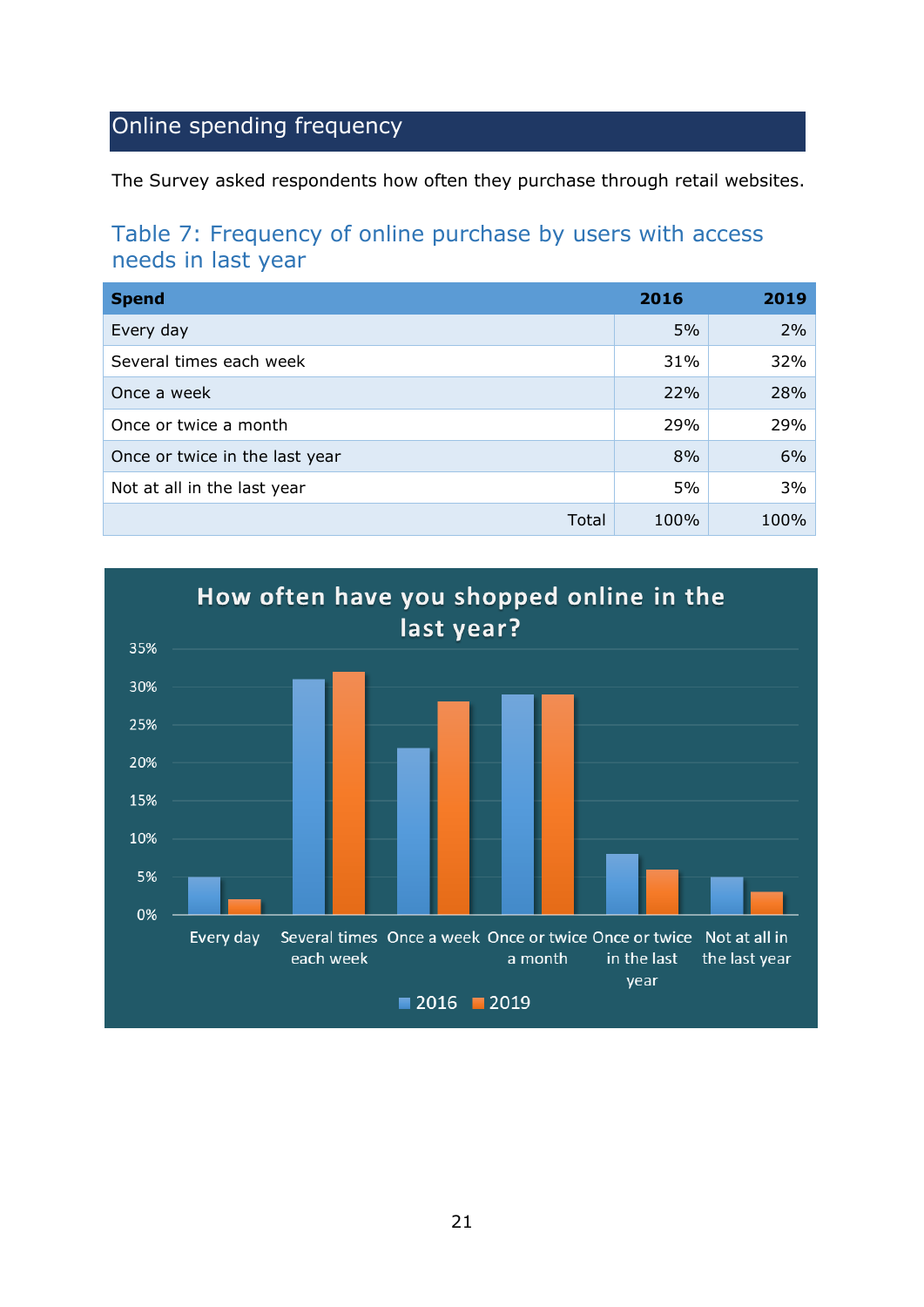## Online spending frequency

The Survey asked respondents how often they purchase through retail websites.

### Table 7: Frequency of online purchase by users with access needs in last year

| Spend | 2016 | 2019 |
|---|---|---|
| Every day | 5% | 2% |
| Several times each week | 31% | 32% |
| Once a week | 22% | 28% |
| Once or twice a month | 29% | 29% |
| Once or twice in the last year | 8% | 6% |
| Not at all in the last year | 5% | 3% |
| Total | 100% | 100% |

**How often have you shopped online in the last year?**

| | 2016 | 2019 |
|---|---|---|
| Every day | 5% | 2% |
| Several times each week | 31% | 32% |
| Once a week | 22% | 28% |
| Once or twice a month | 29% | 29% |
| Once or twice in the last year | 8% | 6% |
| Not at all in the last year | 5% | 3% |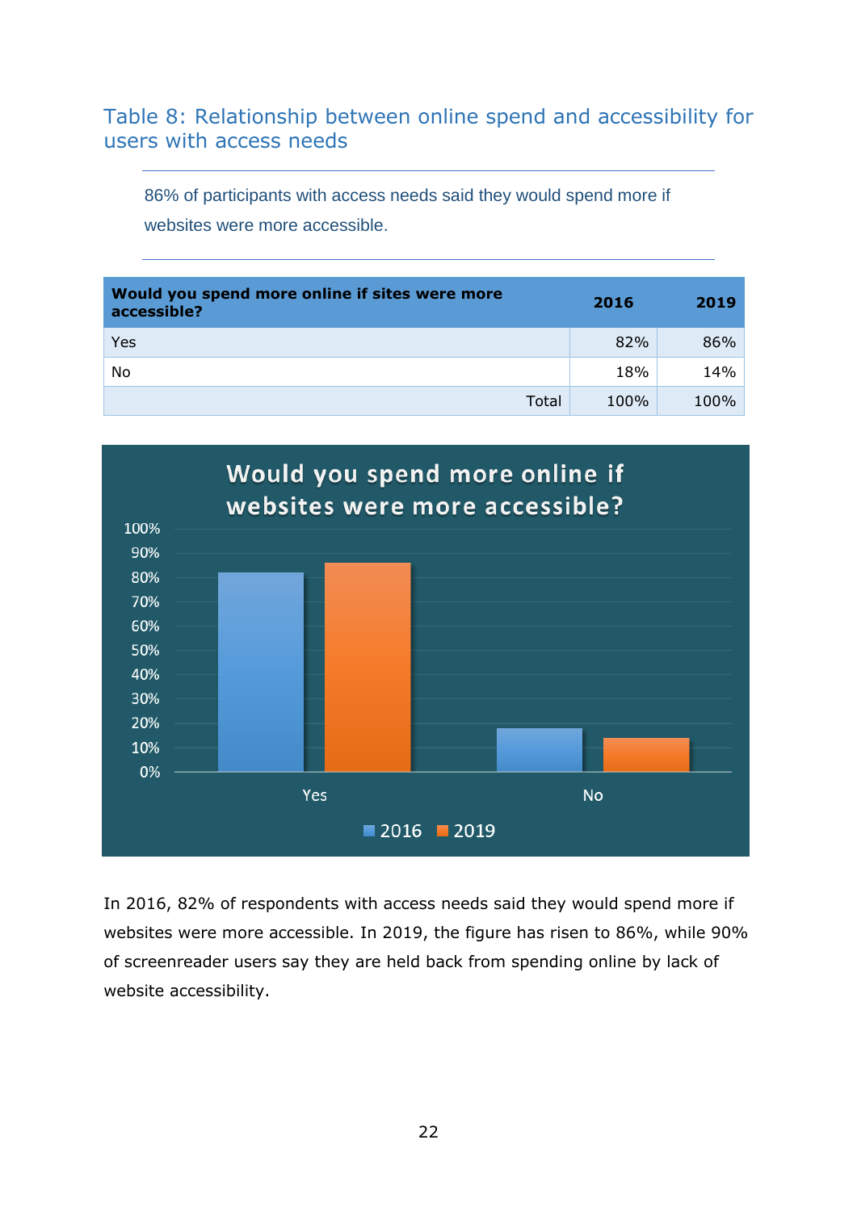## Table 8: Relationship between online spend and accessibility for users with access needs

> 86% of participants with access needs said they would spend more if websites were more accessible.

| Would you spend more online if sites were more accessible? | 2016 | 2019 |
|---|---|---|
| Yes | 82% | 86% |
| No | 18% | 14% |
| Total | 100% | 100% |

In 2016, 82% of respondents with access needs said they would spend more if websites were more accessible. In 2019, the figure has risen to 86%, while 90% of screenreader users say they are held back from spending online by lack of website accessibility.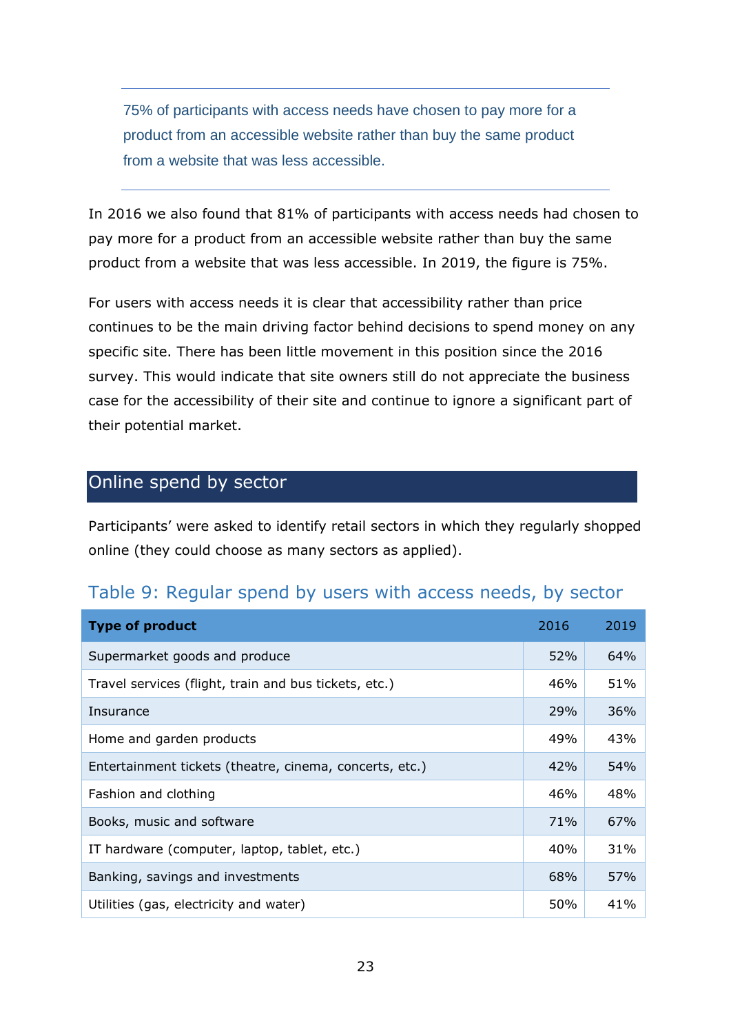> 75% of participants with access needs have chosen to pay more for a product from an accessible website rather than buy the same product from a website that was less accessible.

In 2016 we also found that 81% of participants with access needs had chosen to pay more for a product from an accessible website rather than buy the same product from a website that was less accessible. In 2019, the figure is 75%.

For users with access needs it is clear that accessibility rather than price continues to be the main driving factor behind decisions to spend money on any specific site. There has been little movement in this position since the 2016 survey. This would indicate that site owners still do not appreciate the business case for the accessibility of their site and continue to ignore a significant part of their potential market.

## Online spend by sector

Participants' were asked to identify retail sectors in which they regularly shopped online (they could choose as many sectors as applied).

### Table 9: Regular spend by users with access needs, by sector

| Type of product | 2016 | 2019 |
|---|---|---|
| Supermarket goods and produce | 52% | 64% |
| Travel services (flight, train and bus tickets, etc.) | 46% | 51% |
| Insurance | 29% | 36% |
| Home and garden products | 49% | 43% |
| Entertainment tickets (theatre, cinema, concerts, etc.) | 42% | 54% |
| Fashion and clothing | 46% | 48% |
| Books, music and software | 71% | 67% |
| IT hardware (computer, laptop, tablet, etc.) | 40% | 31% |
| Banking, savings and investments | 68% | 57% |
| Utilities (gas, electricity and water) | 50% | 41% |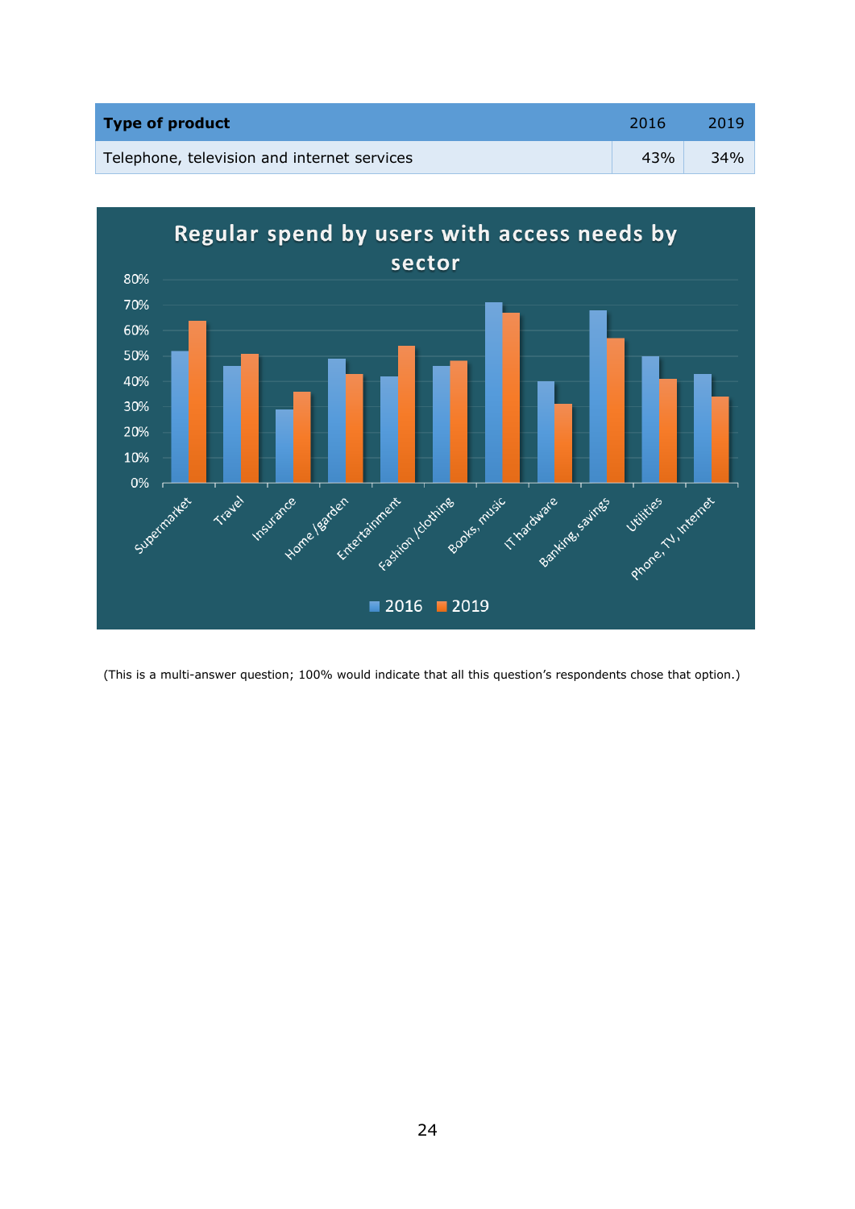| Type of product | 2016 | 2019 |
|---|---|---|
| Telephone, television and internet services | 43% | 34% |

**Regular spend by users with access needs by sector**

| Sector | 2016 | 2019 |
|---|---|---|
| Supermarket | 52% | 64% |
| Travel | 46% | 51% |
| Insurance | 29% | 36% |
| Home /garden | 49% | 43% |
| Entertainment | 42% | 54% |
| Fashion /clothing | 46% | 48% |
| Books, music | 71% | 67% |
| IT hardware | 40% | 31% |
| Banking, savings | 68% | 57% |
| Utilities | 50% | 41% |
| Phone, TV, internet | 43% | 34% |

(This is a multi-answer question; 100% would indicate that all this question's respondents chose that option.)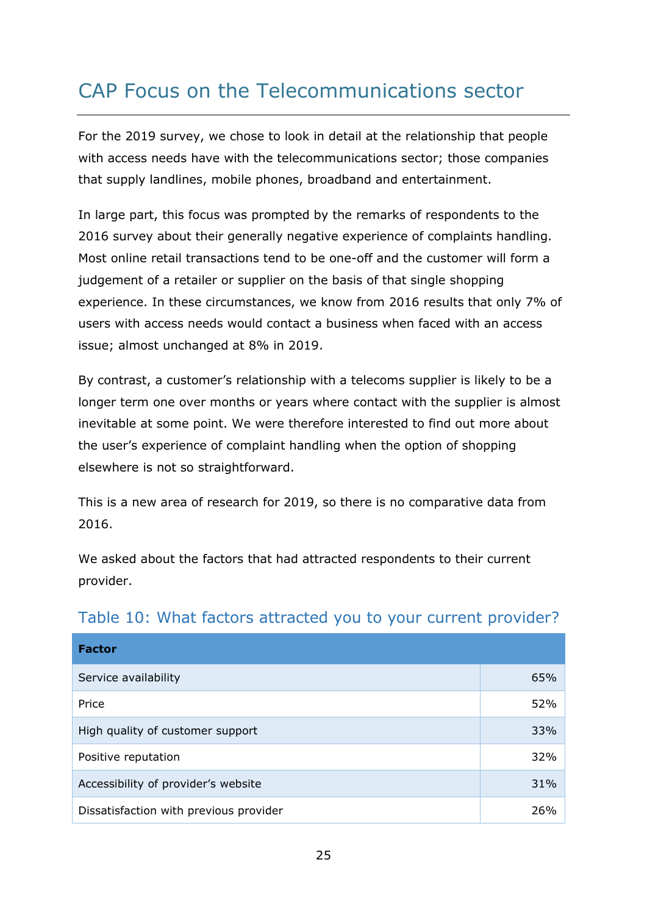## CAP Focus on the Telecommunications sector

For the 2019 survey, we chose to look in detail at the relationship that people with access needs have with the telecommunications sector; those companies that supply landlines, mobile phones, broadband and entertainment.

In large part, this focus was prompted by the remarks of respondents to the 2016 survey about their generally negative experience of complaints handling. Most online retail transactions tend to be one-off and the customer will form a judgement of a retailer or supplier on the basis of that single shopping experience. In these circumstances, we know from 2016 results that only 7% of users with access needs would contact a business when faced with an access issue; almost unchanged at 8% in 2019.

By contrast, a customer's relationship with a telecoms supplier is likely to be a longer term one over months or years where contact with the supplier is almost inevitable at some point. We were therefore interested to find out more about the user's experience of complaint handling when the option of shopping elsewhere is not so straightforward.

This is a new area of research for 2019, so there is no comparative data from 2016.

We asked about the factors that had attracted respondents to their current provider.

### Table 10: What factors attracted you to your current provider?

| Factor | |
|---|---|
| Service availability | 65% |
| Price | 52% |
| High quality of customer support | 33% |
| Positive reputation | 32% |
| Accessibility of provider's website | 31% |
| Dissatisfaction with previous provider | 26% |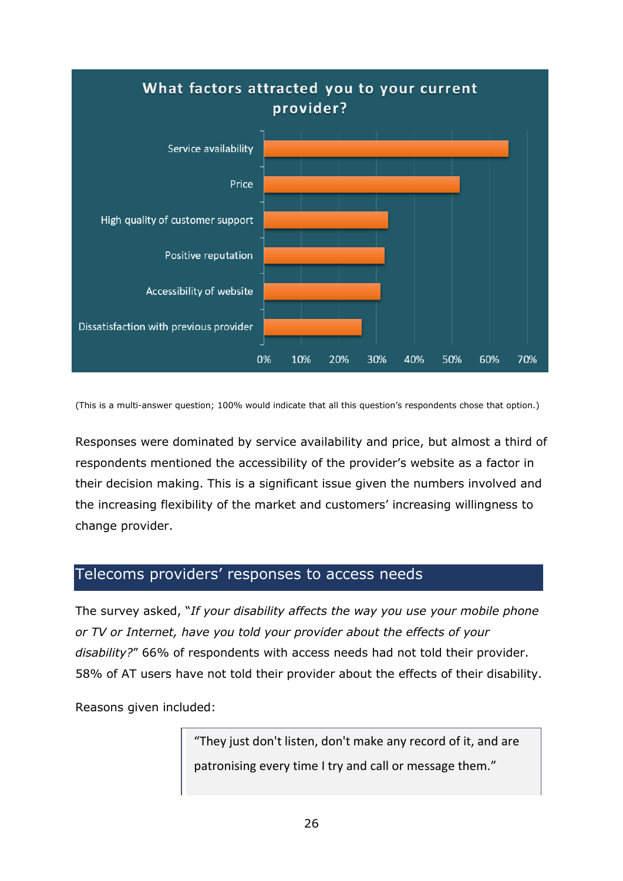**What factors attracted you to your current provider?**

| Factor | Percentage (approx.) |
|---|---|
| Service availability | 65% |
| Price | 52% |
| High quality of customer support | 33% |
| Positive reputation | 32% |
| Accessibility of website | 31% |
| Dissatisfaction with previous provider | 26% |

(This is a multi-answer question; 100% would indicate that all this question's respondents chose that option.)

Responses were dominated by service availability and price, but almost a third of respondents mentioned the accessibility of the provider's website as a factor in their decision making. This is a significant issue given the numbers involved and the increasing flexibility of the market and customers' increasing willingness to change provider.

## Telecoms providers' responses to access needs

The survey asked, "*If your disability affects the way you use your mobile phone or TV or Internet, have you told your provider about the effects of your disability?*" 66% of respondents with access needs had not told their provider. 58% of AT users have not told their provider about the effects of their disability.

Reasons given included:

> "They just don't listen, don't make any record of it, and are patronising every time I try and call or message them."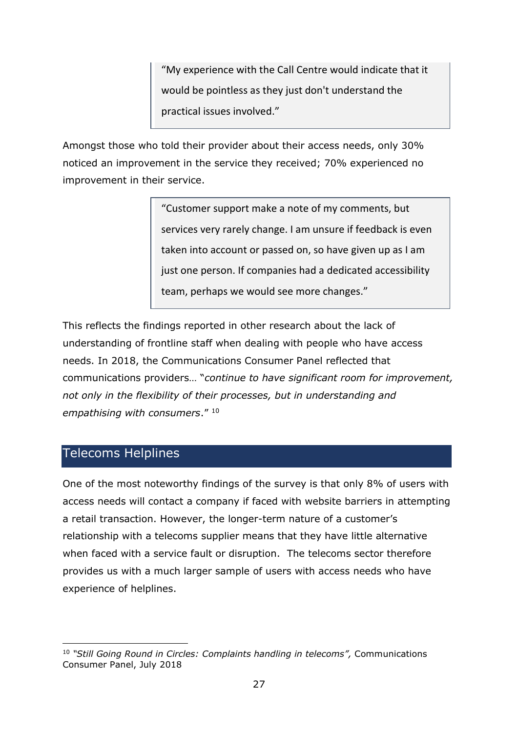> "My experience with the Call Centre would indicate that it would be pointless as they just don't understand the practical issues involved."

Amongst those who told their provider about their access needs, only 30% noticed an improvement in the service they received; 70% experienced no improvement in their service.

> "Customer support make a note of my comments, but services very rarely change. I am unsure if feedback is even taken into account or passed on, so have given up as I am just one person. If companies had a dedicated accessibility team, perhaps we would see more changes."

This reflects the findings reported in other research about the lack of understanding of frontline staff when dealing with people who have access needs. In 2018, the Communications Consumer Panel reflected that communications providers… "*continue to have significant room for improvement, not only in the flexibility of their processes, but in understanding and empathising with consumers*." [10]

## Telecoms Helplines

One of the most noteworthy findings of the survey is that only 8% of users with access needs will contact a company if faced with website barriers in attempting a retail transaction. However, the longer-term nature of a customer's relationship with a telecoms supplier means that they have little alternative when faced with a service fault or disruption. The telecoms sector therefore provides us with a much larger sample of users with access needs who have experience of helplines.

---

[10] *"Still Going Round in Circles: Complaints handling in telecoms",* Communications Consumer Panel, July 2018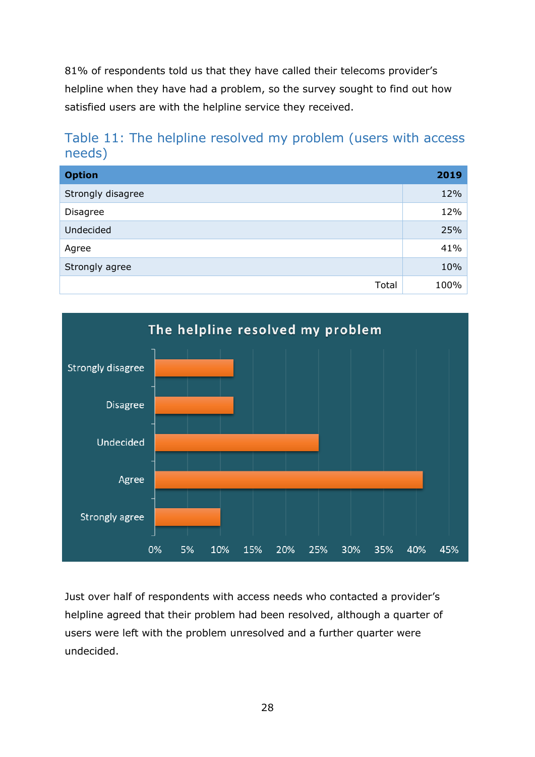81% of respondents told us that they have called their telecoms provider's helpline when they have had a problem, so the survey sought to find out how satisfied users are with the helpline service they received.

### Table 11: The helpline resolved my problem (users with access needs)

| Option | 2019 |
|---|---|
| Strongly disagree | 12% |
| Disagree | 12% |
| Undecided | 25% |
| Agree | 41% |
| Strongly agree | 10% |
| Total | 100% |

Just over half of respondents with access needs who contacted a provider's helpline agreed that their problem had been resolved, although a quarter of users were left with the problem unresolved and a further quarter were undecided.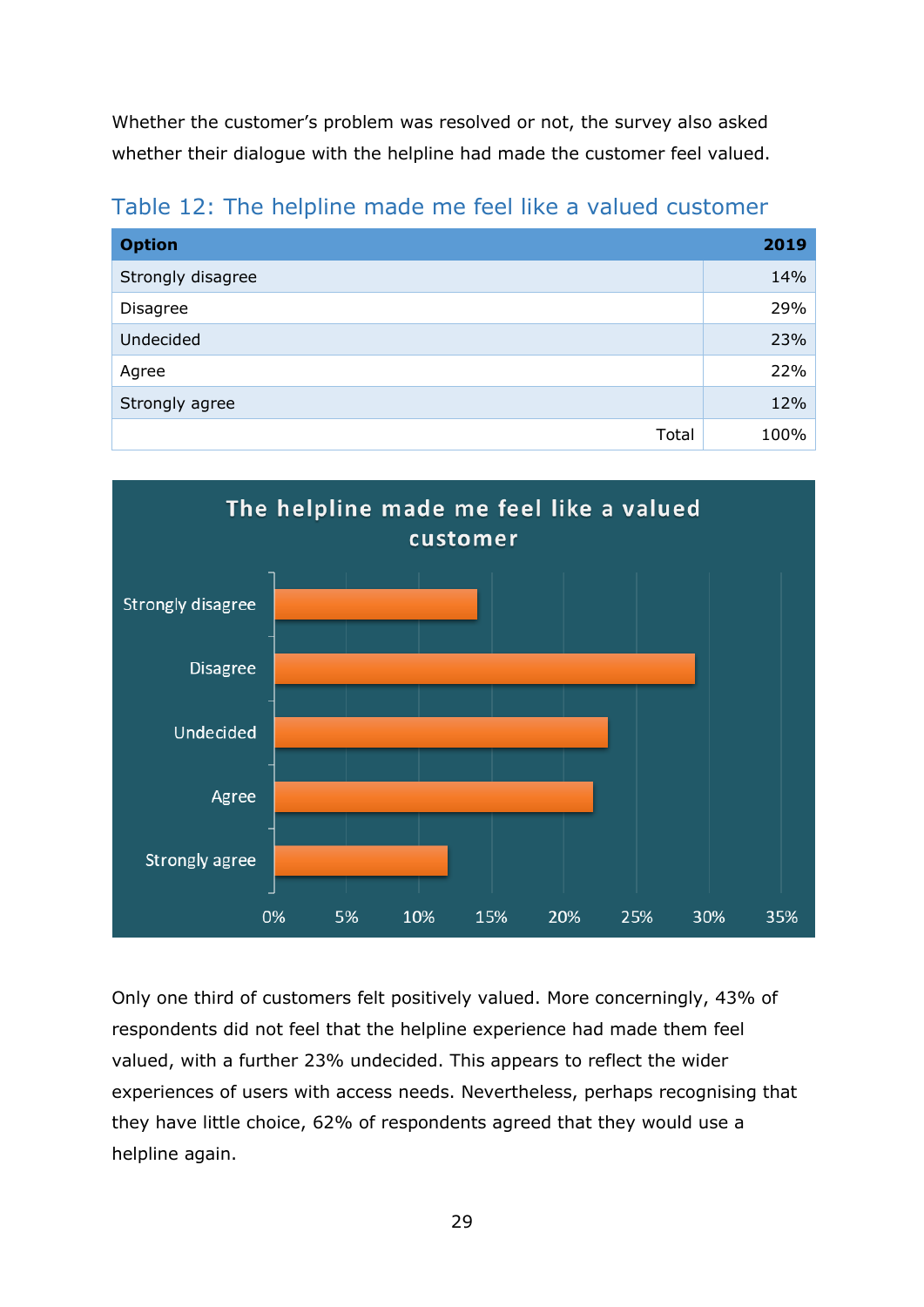Whether the customer's problem was resolved or not, the survey also asked whether their dialogue with the helpline had made the customer feel valued.

### Table 12: The helpline made me feel like a valued customer

| Option | 2019 |
|---|---|
| Strongly disagree | 14% |
| Disagree | 29% |
| Undecided | 23% |
| Agree | 22% |
| Strongly agree | 12% |
| Total | 100% |

Only one third of customers felt positively valued. More concerningly, 43% of respondents did not feel that the helpline experience had made them feel valued, with a further 23% undecided. This appears to reflect the wider experiences of users with access needs. Nevertheless, perhaps recognising that they have little choice, 62% of respondents agreed that they would use a helpline again.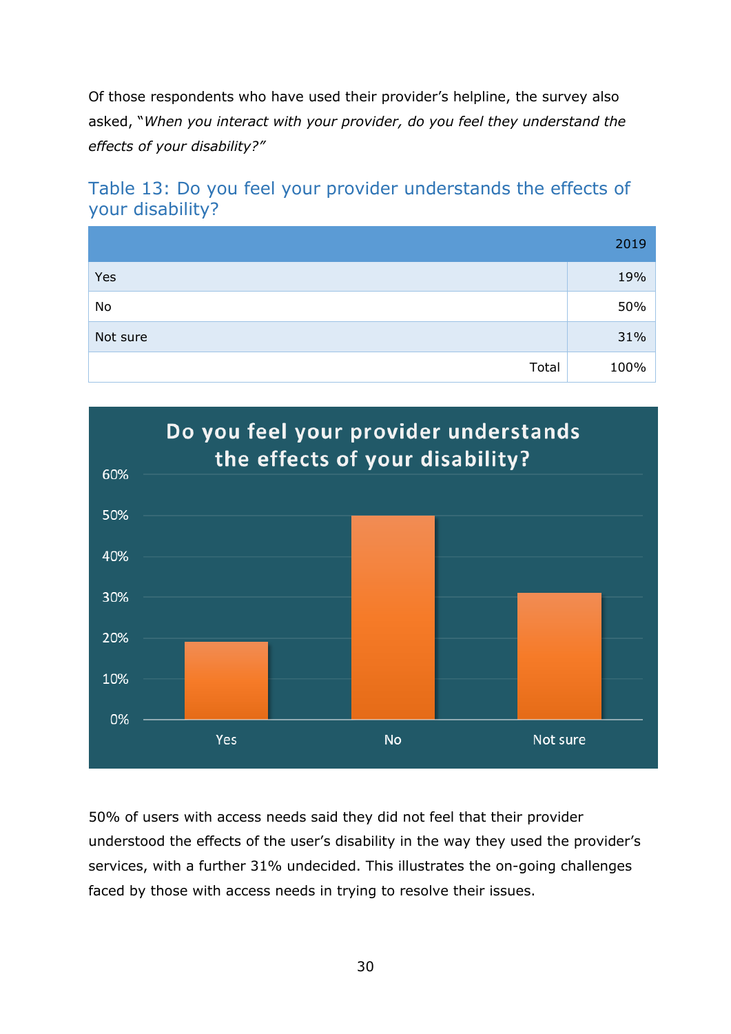Of those respondents who have used their provider's helpline, the survey also asked, "*When you interact with your provider, do you feel they understand the effects of your disability?"*

## Table 13: Do you feel your provider understands the effects of your disability?

| | 2019 |
|---|---|
| Yes | 19% |
| No | 50% |
| Not sure | 31% |
| Total | 100% |

50% of users with access needs said they did not feel that their provider understood the effects of the user's disability in the way they used the provider's services, with a further 31% undecided. This illustrates the on-going challenges faced by those with access needs in trying to resolve their issues.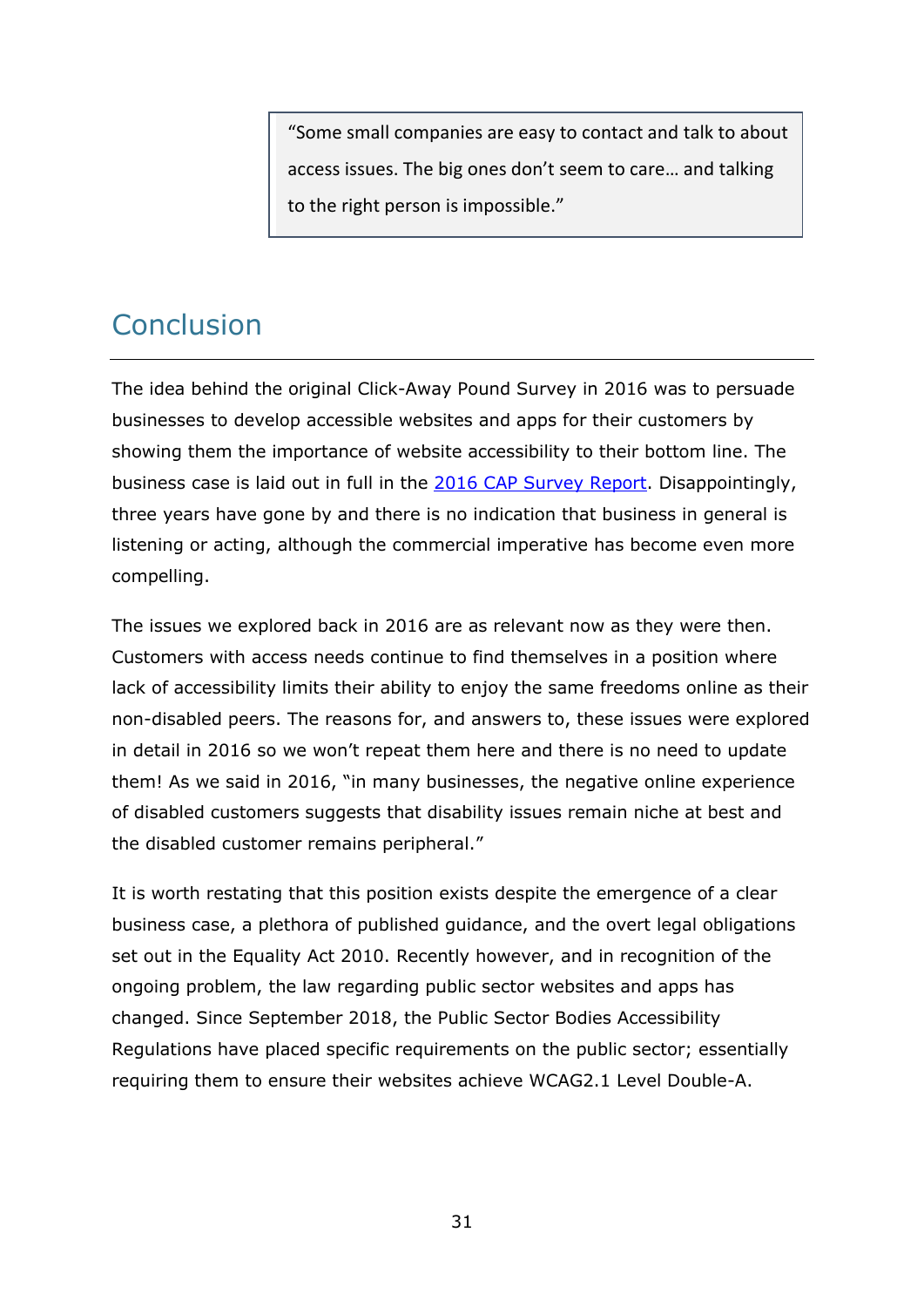> "Some small companies are easy to contact and talk to about access issues. The big ones don't seem to care… and talking to the right person is impossible."

## Conclusion

The idea behind the original Click-Away Pound Survey in 2016 was to persuade businesses to develop accessible websites and apps for their customers by showing them the importance of website accessibility to their bottom line. The business case is laid out in full in the [2016 CAP Survey Report](). Disappointingly, three years have gone by and there is no indication that business in general is listening or acting, although the commercial imperative has become even more compelling.

The issues we explored back in 2016 are as relevant now as they were then. Customers with access needs continue to find themselves in a position where lack of accessibility limits their ability to enjoy the same freedoms online as their non-disabled peers. The reasons for, and answers to, these issues were explored in detail in 2016 so we won't repeat them here and there is no need to update them! As we said in 2016, "in many businesses, the negative online experience of disabled customers suggests that disability issues remain niche at best and the disabled customer remains peripheral."

It is worth restating that this position exists despite the emergence of a clear business case, a plethora of published guidance, and the overt legal obligations set out in the Equality Act 2010. Recently however, and in recognition of the ongoing problem, the law regarding public sector websites and apps has changed. Since September 2018, the Public Sector Bodies Accessibility Regulations have placed specific requirements on the public sector; essentially requiring them to ensure their websites achieve WCAG2.1 Level Double-A.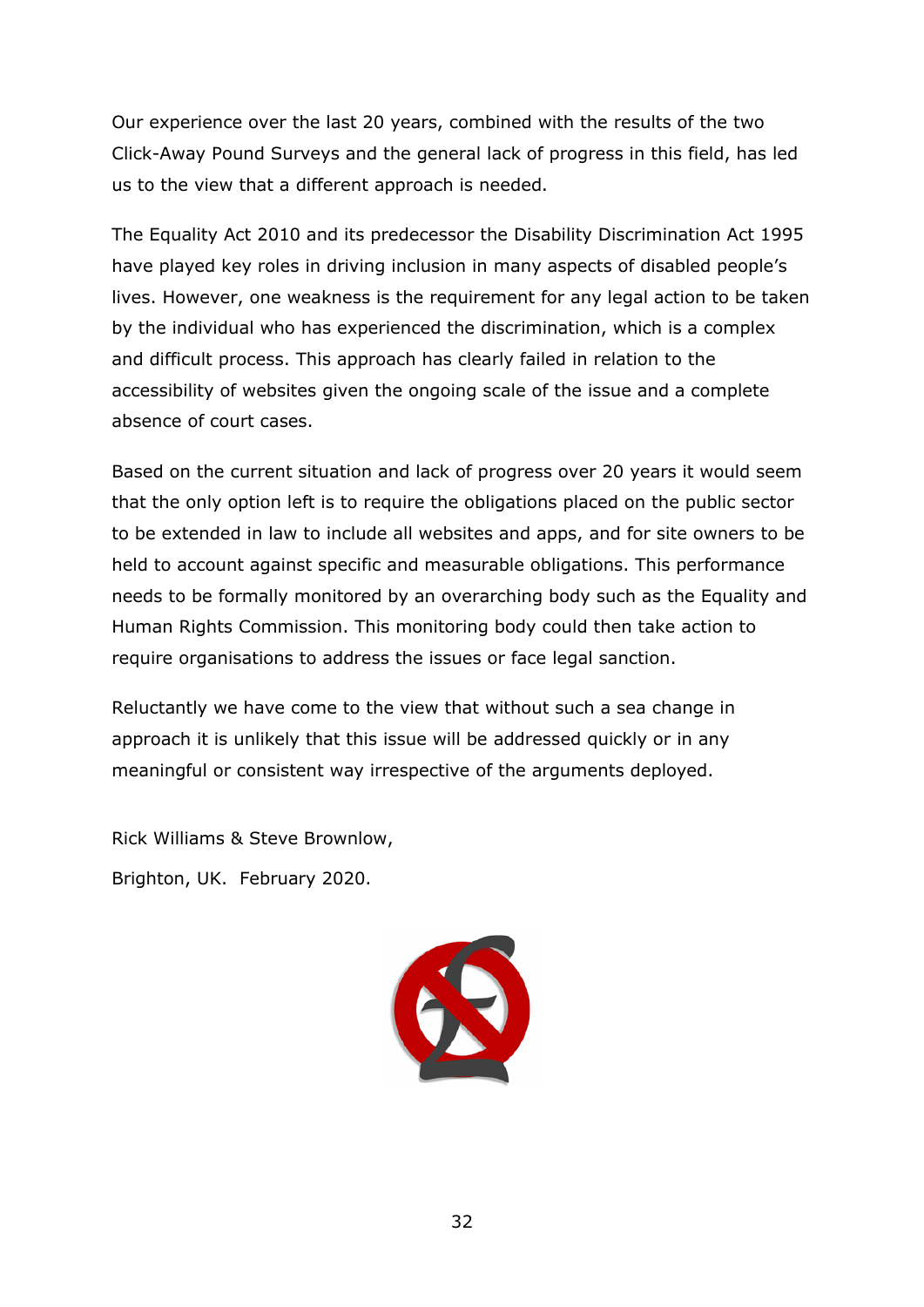Our experience over the last 20 years, combined with the results of the two Click-Away Pound Surveys and the general lack of progress in this field, has led us to the view that a different approach is needed.

The Equality Act 2010 and its predecessor the Disability Discrimination Act 1995 have played key roles in driving inclusion in many aspects of disabled people's lives. However, one weakness is the requirement for any legal action to be taken by the individual who has experienced the discrimination, which is a complex and difficult process. This approach has clearly failed in relation to the accessibility of websites given the ongoing scale of the issue and a complete absence of court cases.

Based on the current situation and lack of progress over 20 years it would seem that the only option left is to require the obligations placed on the public sector to be extended in law to include all websites and apps, and for site owners to be held to account against specific and measurable obligations. This performance needs to be formally monitored by an overarching body such as the Equality and Human Rights Commission. This monitoring body could then take action to require organisations to address the issues or face legal sanction.

Reluctantly we have come to the view that without such a sea change in approach it is unlikely that this issue will be addressed quickly or in any meaningful or consistent way irrespective of the arguments deployed.

Rick Williams & Steve Brownlow,

Brighton, UK. February 2020.